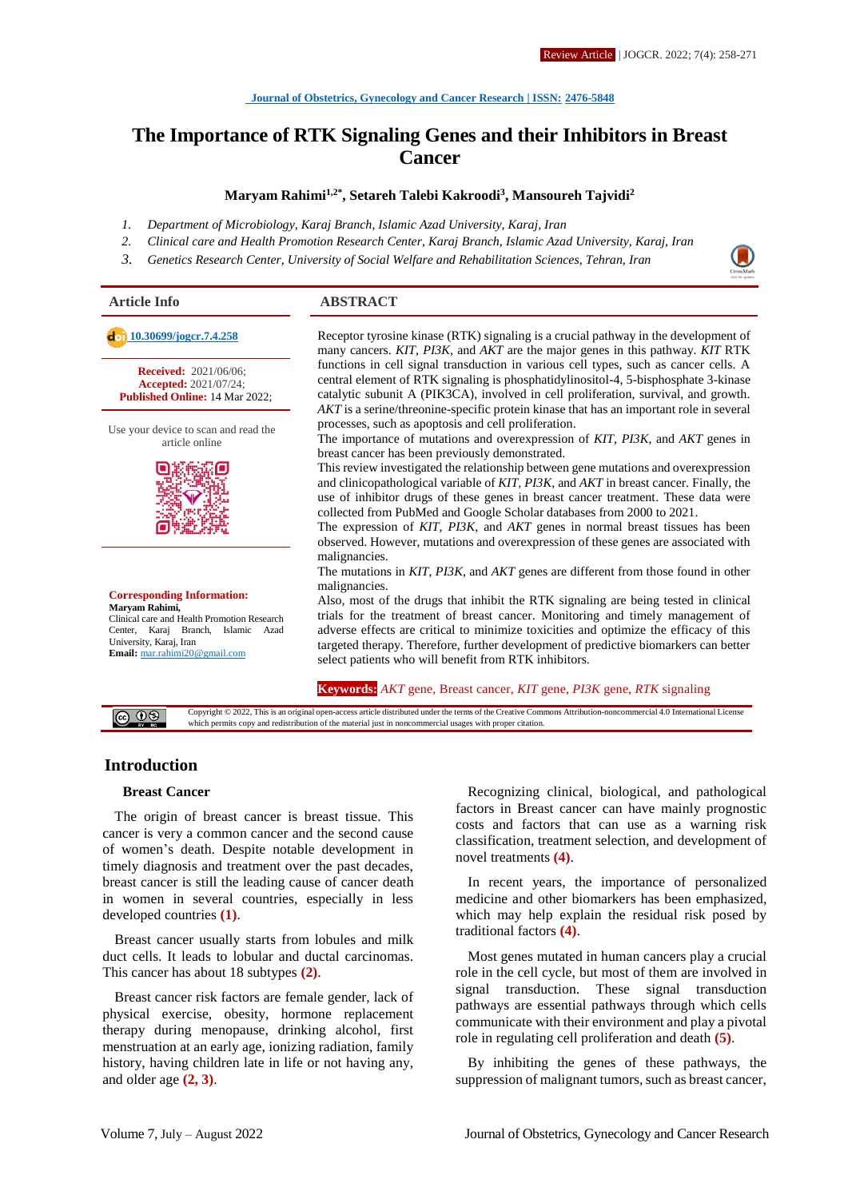Review Article

Journal of Obstetrics, Gynecology and Cancer Research | ISSN: 2476-5848

# The Importance of RTK Signaling Genes and their Inhibitors in Breast Cancer

**Maryam Rahimi[1,2*], Setareh Talebi Kakroodi[3], Mansoureh Tajvidi[2]**

1. *Department of Microbiology, Karaj Branch, Islamic Azad University, Karaj, Iran*
2. *Clinical care and Health Promotion Research Center, Karaj Branch, Islamic Azad University, Karaj, Iran*
3. *Genetics Research Center, University of Social Welfare and Rehabilitation Sciences, Tehran, Iran*

## Article Info

10.30699/jogcr.7.4.258

**Received:** 2021/06/06;
**Accepted:** 2021/07/24;
**Published Online:** 14 Mar 2022;

Use your device to scan and read the article online

**Corresponding Information:**
**Maryam Rahimi,**
Clinical care and Health Promotion Research Center, Karaj Branch, Islamic Azad University, Karaj, Iran
**Email:** mar.rahimi20@gmail.com

## ABSTRACT

Receptor tyrosine kinase (RTK) signaling is a crucial pathway in the development of many cancers. *KIT, PI3K*, and *AKT* are the major genes in this pathway. *KIT* RTK functions in cell signal transduction in various cell types, such as cancer cells. A central element of RTK signaling is phosphatidylinositol-4, 5-bisphosphate 3-kinase catalytic subunit A (PIK3CA), involved in cell proliferation, survival, and growth. *AKT* is a serine/threonine-specific protein kinase that has an important role in several processes, such as apoptosis and cell proliferation.

The importance of mutations and overexpression of *KIT, PI3K*, and *AKT* genes in breast cancer has been previously demonstrated.

This review investigated the relationship between gene mutations and overexpression and clinicopathological variable of *KIT, PI3K*, and *AKT* in breast cancer. Finally, the use of inhibitor drugs of these genes in breast cancer treatment. These data were collected from PubMed and Google Scholar databases from 2000 to 2021.

The expression of *KIT, PI3K*, and *AKT* genes in normal breast tissues has been observed. However, mutations and overexpression of these genes are associated with malignancies.

The mutations in *KIT, PI3K*, and *AKT* genes are different from those found in other malignancies.

Also, most of the drugs that inhibit the RTK signaling are being tested in clinical trials for the treatment of breast cancer. Monitoring and timely management of adverse effects are critical to minimize toxicities and optimize the efficacy of this targeted therapy. Therefore, further development of predictive biomarkers can better select patients who will benefit from RTK inhibitors.

**Keywords:** *AKT* gene, Breast cancer, *KIT* gene, *PI3K* gene, *RTK* signaling

Copyright © 2022, This is an original open-access article distributed under the terms of the Creative Commons Attribution-noncommercial 4.0 International License which permits copy and redistribution of the material just in noncommercial usages with proper citation.

## Introduction

### Breast Cancer

The origin of breast cancer is breast tissue. This cancer is very a common cancer and the second cause of women's death. Despite notable development in timely diagnosis and treatment over the past decades, breast cancer is still the leading cause of cancer death in women in several countries, especially in less developed countries **(1)**.

Breast cancer usually starts from lobules and milk duct cells. It leads to lobular and ductal carcinomas. This cancer has about 18 subtypes **(2)**.

Breast cancer risk factors are female gender, lack of physical exercise, obesity, hormone replacement therapy during menopause, drinking alcohol, first menstruation at an early age, ionizing radiation, family history, having children late in life or not having any, and older age **(2, 3)**.

Recognizing clinical, biological, and pathological factors in Breast cancer can have mainly prognostic costs and factors that can use as a warning risk classification, treatment selection, and development of novel treatments **(4)**.

In recent years, the importance of personalized medicine and other biomarkers has been emphasized, which may help explain the residual risk posed by traditional factors **(4)**.

Most genes mutated in human cancers play a crucial role in the cell cycle, but most of them are involved in signal transduction. These signal transduction pathways are essential pathways through which cells communicate with their environment and play a pivotal role in regulating cell proliferation and death **(5)**.

By inhibiting the genes of these pathways, the suppression of malignant tumors, such as breast cancer,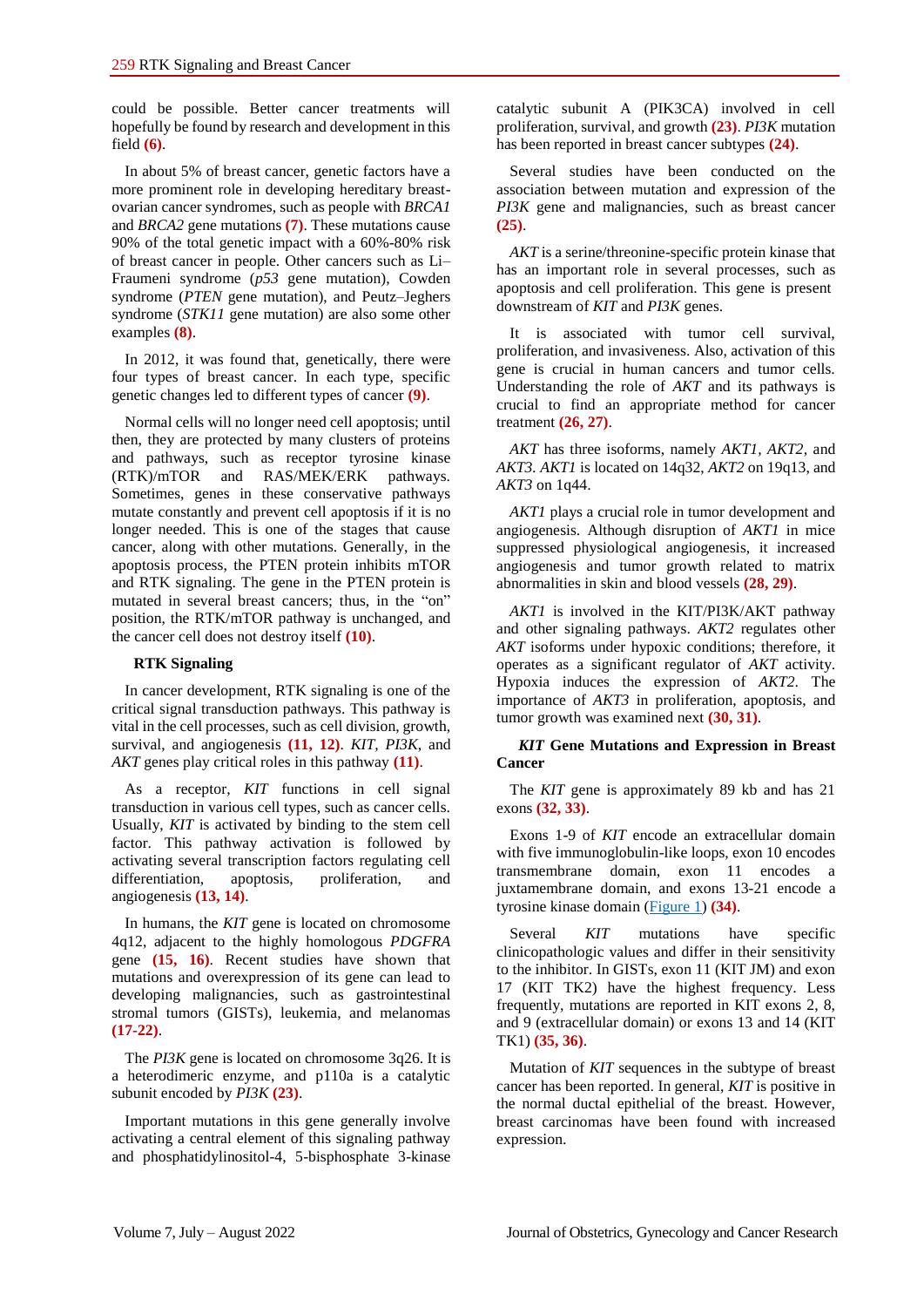could be possible. Better cancer treatments will hopefully be found by research and development in this field **(6)**.

In about 5% of breast cancer, genetic factors have a more prominent role in developing hereditary breast-ovarian cancer syndromes, such as people with *BRCA1* and *BRCA2* gene mutations **(7)**. These mutations cause 90% of the total genetic impact with a 60%-80% risk of breast cancer in people. Other cancers such as Li–Fraumeni syndrome (*p53* gene mutation), Cowden syndrome (*PTEN* gene mutation), and Peutz–Jeghers syndrome (*STK11* gene mutation) are also some other examples **(8)**.

In 2012, it was found that, genetically, there were four types of breast cancer. In each type, specific genetic changes led to different types of cancer **(9)**.

Normal cells will no longer need cell apoptosis; until then, they are protected by many clusters of proteins and pathways, such as receptor tyrosine kinase (RTK)/mTOR and RAS/MEK/ERK pathways. Sometimes, genes in these conservative pathways mutate constantly and prevent cell apoptosis if it is no longer needed. This is one of the stages that cause cancer, along with other mutations. Generally, in the apoptosis process, the PTEN protein inhibits mTOR and RTK signaling. The gene in the PTEN protein is mutated in several breast cancers; thus, in the "on" position, the RTK/mTOR pathway is unchanged, and the cancer cell does not destroy itself **(10)**.

## RTK Signaling

In cancer development, RTK signaling is one of the critical signal transduction pathways. This pathway is vital in the cell processes, such as cell division, growth, survival, and angiogenesis **(11, 12)**. *KIT*, *PI3K*, and *AKT* genes play critical roles in this pathway **(11)**.

As a receptor, *KIT* functions in cell signal transduction in various cell types, such as cancer cells. Usually, *KIT* is activated by binding to the stem cell factor. This pathway activation is followed by activating several transcription factors regulating cell differentiation, apoptosis, proliferation, and angiogenesis **(13, 14)**.

In humans, the *KIT* gene is located on chromosome 4q12, adjacent to the highly homologous *PDGFRA* gene **(15, 16)**. Recent studies have shown that mutations and overexpression of its gene can lead to developing malignancies, such as gastrointestinal stromal tumors (GISTs), leukemia, and melanomas **(17-22)**.

The *PI3K* gene is located on chromosome 3q26. It is a heterodimeric enzyme, and p110a is a catalytic subunit encoded by *PI3K* **(23)**.

Important mutations in this gene generally involve activating a central element of this signaling pathway and phosphatidylinositol-4, 5-bisphosphate 3-kinase catalytic subunit A (PIK3CA) involved in cell proliferation, survival, and growth **(23)**. *PI3K* mutation has been reported in breast cancer subtypes **(24)**.

Several studies have been conducted on the association between mutation and expression of the *PI3K* gene and malignancies, such as breast cancer **(25)**.

*AKT* is a serine/threonine-specific protein kinase that has an important role in several processes, such as apoptosis and cell proliferation. This gene is present downstream of *KIT* and *PI3K* genes.

It is associated with tumor cell survival, proliferation, and invasiveness. Also, activation of this gene is crucial in human cancers and tumor cells. Understanding the role of *AKT* and its pathways is crucial to find an appropriate method for cancer treatment **(26, 27)**.

*AKT* has three isoforms, namely *AKT1*, *AKT2*, and *AKT3*. *AKT1* is located on 14q32, *AKT2* on 19q13, and *AKT3* on 1q44.

*AKT1* plays a crucial role in tumor development and angiogenesis. Although disruption of *AKT1* in mice suppressed physiological angiogenesis, it increased angiogenesis and tumor growth related to matrix abnormalities in skin and blood vessels **(28, 29)**.

*AKT1* is involved in the KIT/PI3K/AKT pathway and other signaling pathways. *AKT2* regulates other *AKT* isoforms under hypoxic conditions; therefore, it operates as a significant regulator of *AKT* activity. Hypoxia induces the expression of *AKT2*. The importance of *AKT3* in proliferation, apoptosis, and tumor growth was examined next **(30, 31)**.

## *KIT* Gene Mutations and Expression in Breast Cancer

The *KIT* gene is approximately 89 kb and has 21 exons **(32, 33)**.

Exons 1-9 of *KIT* encode an extracellular domain with five immunoglobulin-like loops, exon 10 encodes transmembrane domain, exon 11 encodes a juxtamembrane domain, and exons 13-21 encode a tyrosine kinase domain (Figure 1) **(34)**.

Several *KIT* mutations have specific clinicopathologic values and differ in their sensitivity to the inhibitor. In GISTs, exon 11 (KIT JM) and exon 17 (KIT TK2) have the highest frequency. Less frequently, mutations are reported in KIT exons 2, 8, and 9 (extracellular domain) or exons 13 and 14 (KIT TK1) **(35, 36)**.

Mutation of *KIT* sequences in the subtype of breast cancer has been reported. In general, *KIT* is positive in the normal ductal epithelial of the breast. However, breast carcinomas have been found with increased expression.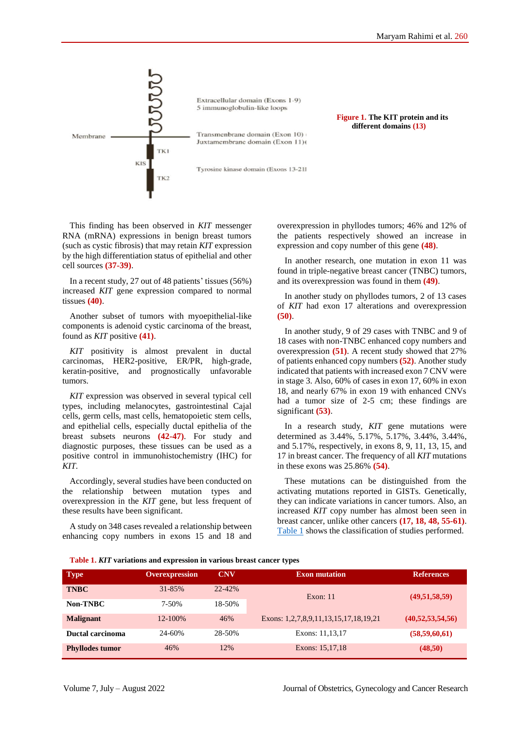Extracellular domain (Exons 1-9)
5 immunoglobulin-like loops

Membrane

Transmembrane domain (Exon 10)
Juxtamembrane domain (Exon 11)

TK1

KIS

TK2

Tyrosine kinase domain (Exons 13-21)

**Figure 1.** **The KIT protein and its different domains (13)**

This finding has been observed in *KIT* messenger RNA (mRNA) expressions in benign breast tumors (such as cystic fibrosis) that may retain *KIT* expression by the high differentiation status of epithelial and other cell sources **(37-39)**.

In a recent study, 27 out of 48 patients' tissues (56%) increased *KIT* gene expression compared to normal tissues **(40)**.

Another subset of tumors with myoepithelial-like components is adenoid cystic carcinoma of the breast, found as *KIT* positive **(41)**.

*KIT* positivity is almost prevalent in ductal carcinomas, HER2-positive, ER/PR, high-grade, keratin-positive, and prognostically unfavorable tumors.

*KIT* expression was observed in several typical cell types, including melanocytes, gastrointestinal Cajal cells, germ cells, mast cells, hematopoietic stem cells, and epithelial cells, especially ductal epithelia of the breast subsets neurons **(42-47)**. For study and diagnostic purposes, these tissues can be used as a positive control in immunohistochemistry (IHC) for *KIT*.

Accordingly, several studies have been conducted on the relationship between mutation types and overexpression in the *KIT* gene, but less frequent of these results have been significant.

A study on 348 cases revealed a relationship between enhancing copy numbers in exons 15 and 18 and overexpression in phyllodes tumors; 46% and 12% of the patients respectively showed an increase in expression and copy number of this gene **(48)**.

In another research, one mutation in exon 11 was found in triple-negative breast cancer (TNBC) tumors, and its overexpression was found in them **(49)**.

In another study on phyllodes tumors, 2 of 13 cases of *KIT* had exon 17 alterations and overexpression **(50)**.

In another study, 9 of 29 cases with TNBC and 9 of 18 cases with non-TNBC enhanced copy numbers and overexpression **(51)**. A recent study showed that 27% of patients enhanced copy numbers **(52)**. Another study indicated that patients with increased exon 7 CNV were in stage 3. Also, 60% of cases in exon 17, 60% in exon 18, and nearly 67% in exon 19 with enhanced CNVs had a tumor size of 2-5 cm; these findings are significant **(53)**.

In a research study, *KIT* gene mutations were determined as 3.44%, 5.17%, 5.17%, 3.44%, 3.44%, and 5.17%, respectively, in exons 8, 9, 11, 13, 15, and 17 in breast cancer. The frequency of all *KIT* mutations in these exons was 25.86% **(54)**.

These mutations can be distinguished from the activating mutations reported in GISTs. Genetically, they can indicate variations in cancer tumors. Also, an increased *KIT* copy number has almost been seen in breast cancer, unlike other cancers **(17, 18, 48, 55-61)**. Table 1 shows the classification of studies performed.

**Table 1.** ***KIT* variations and expression in various breast cancer types**

| Type | Overexpression | CNV | Exon mutation | References |
|---|---|---|---|---|
| **TNBC** | 31-85% | 22-42% | Exon: 11 | **(49,51,58,59)** |
| **Non-TNBC** | 7-50% | 18-50% | | |
| **Malignant** | 12-100% | 46% | Exons: 1,2,7,8,9,11,13,15,17,18,19,21 | **(40,52,53,54,56)** |
| **Ductal carcinoma** | 24-60% | 28-50% | Exons: 11,13,17 | **(58,59,60,61)** |
| **Phyllodes tumor** | 46% | 12% | Exons: 15,17,18 | **(48,50)** |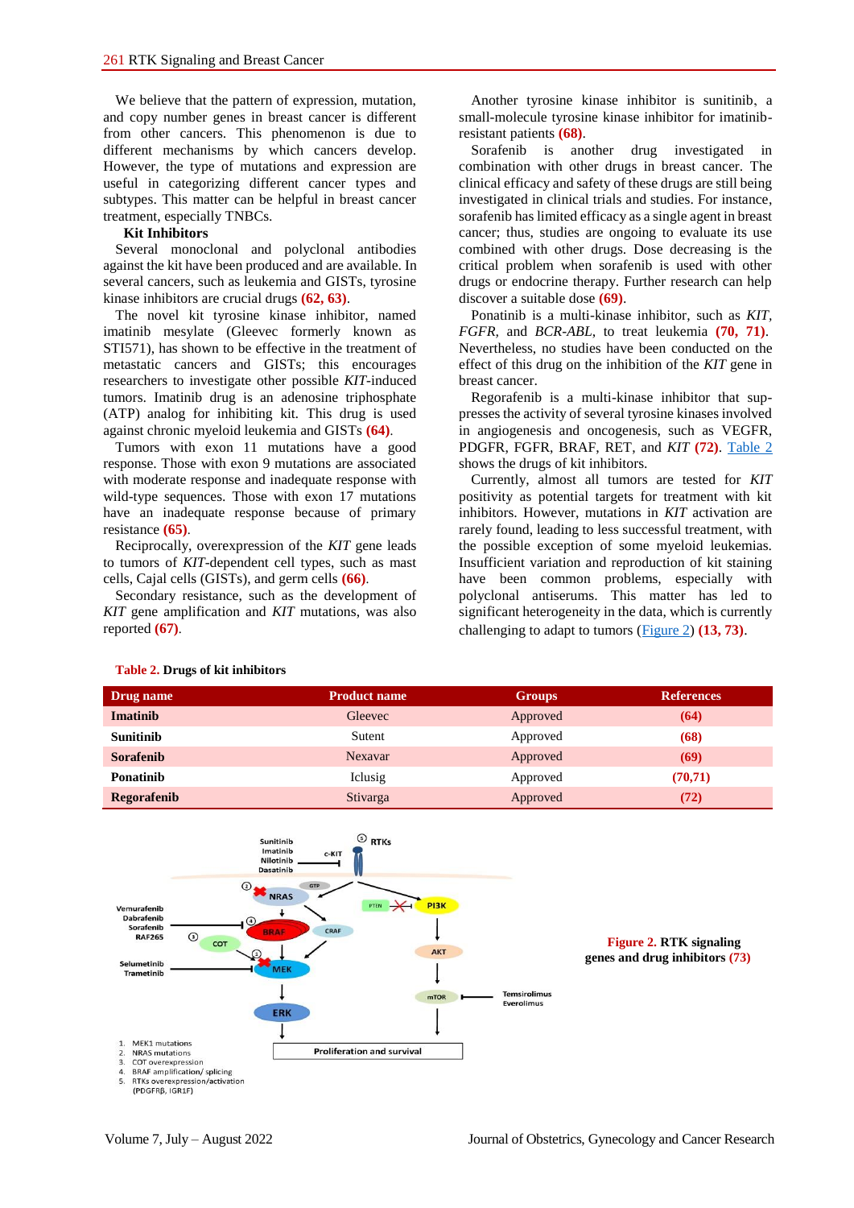We believe that the pattern of expression, mutation, and copy number genes in breast cancer is different from other cancers. This phenomenon is due to different mechanisms by which cancers develop. However, the type of mutations and expression are useful in categorizing different cancer types and subtypes. This matter can be helpful in breast cancer treatment, especially TNBCs.

**Kit Inhibitors**

Several monoclonal and polyclonal antibodies against the kit have been produced and are available. In several cancers, such as leukemia and GISTs, tyrosine kinase inhibitors are crucial drugs **(62, 63)**.

The novel kit tyrosine kinase inhibitor, named imatinib mesylate (Gleevec formerly known as STI571), has shown to be effective in the treatment of metastatic cancers and GISTs; this encourages researchers to investigate other possible *KIT*-induced tumors. Imatinib drug is an adenosine triphosphate (ATP) analog for inhibiting kit. This drug is used against chronic myeloid leukemia and GISTs **(64)**.

Tumors with exon 11 mutations have a good response. Those with exon 9 mutations are associated with moderate response and inadequate response with wild-type sequences. Those with exon 17 mutations have an inadequate response because of primary resistance **(65)**.

Reciprocally, overexpression of the *KIT* gene leads to tumors of *KIT*-dependent cell types, such as mast cells, Cajal cells (GISTs), and germ cells **(66)**.

Secondary resistance, such as the development of *KIT* gene amplification and *KIT* mutations, was also reported **(67)**.

Another tyrosine kinase inhibitor is sunitinib, a small-molecule tyrosine kinase inhibitor for imatinib-resistant patients **(68)**.

Sorafenib is another drug investigated in combination with other drugs in breast cancer. The clinical efficacy and safety of these drugs are still being investigated in clinical trials and studies. For instance, sorafenib has limited efficacy as a single agent in breast cancer; thus, studies are ongoing to evaluate its use combined with other drugs. Dose decreasing is the critical problem when sorafenib is used with other drugs or endocrine therapy. Further research can help discover a suitable dose **(69)**.

Ponatinib is a multi-kinase inhibitor, such as *KIT*, *FGFR*, and *BCR-ABL*, to treat leukemia **(70, 71)**. Nevertheless, no studies have been conducted on the effect of this drug on the inhibition of the *KIT* gene in breast cancer.

Regorafenib is a multi-kinase inhibitor that suppresses the activity of several tyrosine kinases involved in angiogenesis and oncogenesis, such as VEGFR, PDGFR, FGFR, BRAF, RET, and *KIT* **(72)**. Table 2 shows the drugs of kit inhibitors.

Currently, almost all tumors are tested for *KIT* positivity as potential targets for treatment with kit inhibitors. However, mutations in *KIT* activation are rarely found, leading to less successful treatment, with the possible exception of some myeloid leukemias. Insufficient variation and reproduction of kit staining have been common problems, especially with polyclonal antiserums. This matter has led to significant heterogeneity in the data, which is currently challenging to adapt to tumors (Figure 2) **(13, 73)**.

**Table 2.** Drugs of kit inhibitors

| Drug name | Product name | Groups | References |
|---|---|---|---|
| **Imatinib** | Gleevec | Approved | **(64)** |
| **Sunitinib** | Sutent | Approved | **(68)** |
| **Sorafenib** | Nexavar | Approved | **(69)** |
| **Ponatinib** | Iclusig | Approved | **(70,71)** |
| **Regorafenib** | Stivarga | Approved | **(72)** |

**Figure 2.** RTK signaling genes and drug inhibitors **(73)**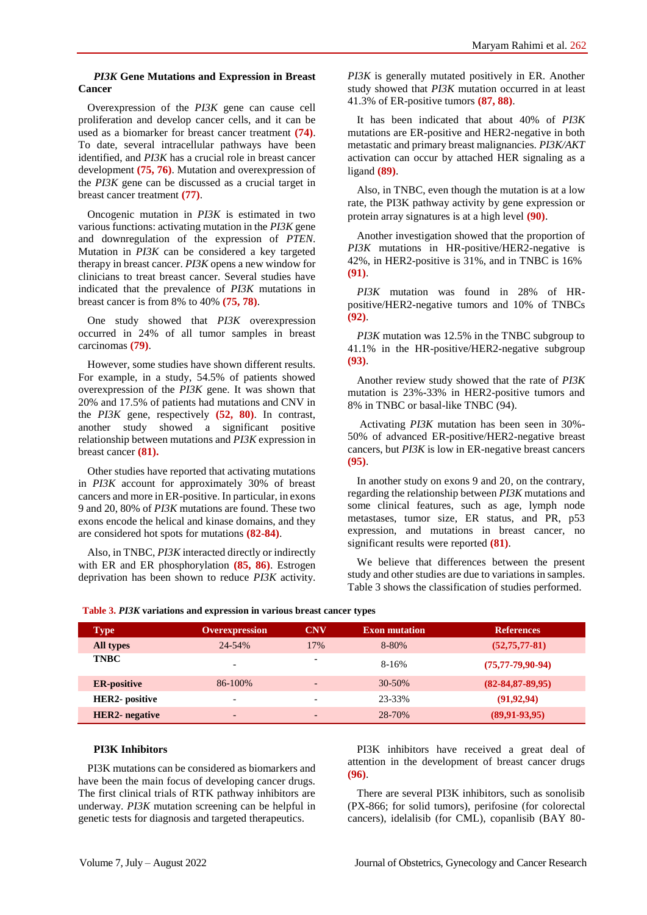### *PI3K* Gene Mutations and Expression in Breast Cancer

Overexpression of the *PI3K* gene can cause cell proliferation and develop cancer cells, and it can be used as a biomarker for breast cancer treatment **(74)**. To date, several intracellular pathways have been identified, and *PI3K* has a crucial role in breast cancer development **(75, 76)**. Mutation and overexpression of the *PI3K* gene can be discussed as a crucial target in breast cancer treatment **(77)**.

Oncogenic mutation in *PI3K* is estimated in two various functions: activating mutation in the *PI3K* gene and downregulation of the expression of *PTEN*. Mutation in *PI3K* can be considered a key targeted therapy in breast cancer. *PI3K* opens a new window for clinicians to treat breast cancer. Several studies have indicated that the prevalence of *PI3K* mutations in breast cancer is from 8% to 40% **(75, 78)**.

One study showed that *PI3K* overexpression occurred in 24% of all tumor samples in breast carcinomas **(79)**.

However, some studies have shown different results. For example, in a study, 54.5% of patients showed overexpression of the *PI3K* gene. It was shown that 20% and 17.5% of patients had mutations and CNV in the *PI3K* gene, respectively **(52, 80)**. In contrast, another study showed a significant positive relationship between mutations and *PI3K* expression in breast cancer **(81).**

Other studies have reported that activating mutations in *PI3K* account for approximately 30% of breast cancers and more in ER-positive. In particular, in exons 9 and 20, 80% of *PI3K* mutations are found. These two exons encode the helical and kinase domains, and they are considered hot spots for mutations **(82-84)**.

Also, in TNBC, *PI3K* interacted directly or indirectly with ER and ER phosphorylation **(85, 86)**. Estrogen deprivation has been shown to reduce *PI3K* activity. *PI3K* is generally mutated positively in ER. Another study showed that *PI3K* mutation occurred in at least 41.3% of ER-positive tumors **(87, 88)**.

It has been indicated that about 40% of *PI3K* mutations are ER-positive and HER2-negative in both metastatic and primary breast malignancies. *PI3K/AKT* activation can occur by attached HER signaling as a ligand **(89)**.

Also, in TNBC, even though the mutation is at a low rate, the PI3K pathway activity by gene expression or protein array signatures is at a high level **(90)**.

Another investigation showed that the proportion of *PI3K* mutations in HR-positive/HER2-negative is 42%, in HER2-positive is 31%, and in TNBC is 16% **(91)**.

*PI3K* mutation was found in 28% of HR-positive/HER2-negative tumors and 10% of TNBCs **(92)**.

*PI3K* mutation was 12.5% in the TNBC subgroup to 41.1% in the HR-positive/HER2-negative subgroup **(93)**.

Another review study showed that the rate of *PI3K* mutation is 23%-33% in HER2-positive tumors and 8% in TNBC or basal-like TNBC (94).

Activating *PI3K* mutation has been seen in 30%-50% of advanced ER-positive/HER2-negative breast cancers, but *PI3K* is low in ER-negative breast cancers **(95)**.

In another study on exons 9 and 20, on the contrary, regarding the relationship between *PI3K* mutations and some clinical features, such as age, lymph node metastases, tumor size, ER status, and PR, p53 expression, and mutations in breast cancer, no significant results were reported **(81)**.

We believe that differences between the present study and other studies are due to variations in samples. Table 3 shows the classification of studies performed.

**Table 3.** ***PI3K* variations and expression in various breast cancer types**

| Type | Overexpression | CNV | Exon mutation | References |
|---|---|---|---|---|
| **All types** | 24-54% | 17% | 8-80% | **(52,75,77-81)** |
| **TNBC** | - | - | 8-16% | **(75,77-79,90-94)** |
| **ER-positive** | 86-100% | - | 30-50% | **(82-84,87-89,95)** |
| **HER2- positive** | - | - | 23-33% | **(91,92,94)** |
| **HER2- negative** | - | - | 28-70% | **(89,91-93,95)** |

### PI3K Inhibitors

PI3K mutations can be considered as biomarkers and have been the main focus of developing cancer drugs. The first clinical trials of RTK pathway inhibitors are underway. *PI3K* mutation screening can be helpful in genetic tests for diagnosis and targeted therapeutics.

PI3K inhibitors have received a great deal of attention in the development of breast cancer drugs **(96)**.

There are several PI3K inhibitors, such as sonolisib (PX-866; for solid tumors), perifosine (for colorectal cancers), idelalisib (for CML), copanlisib (BAY 80-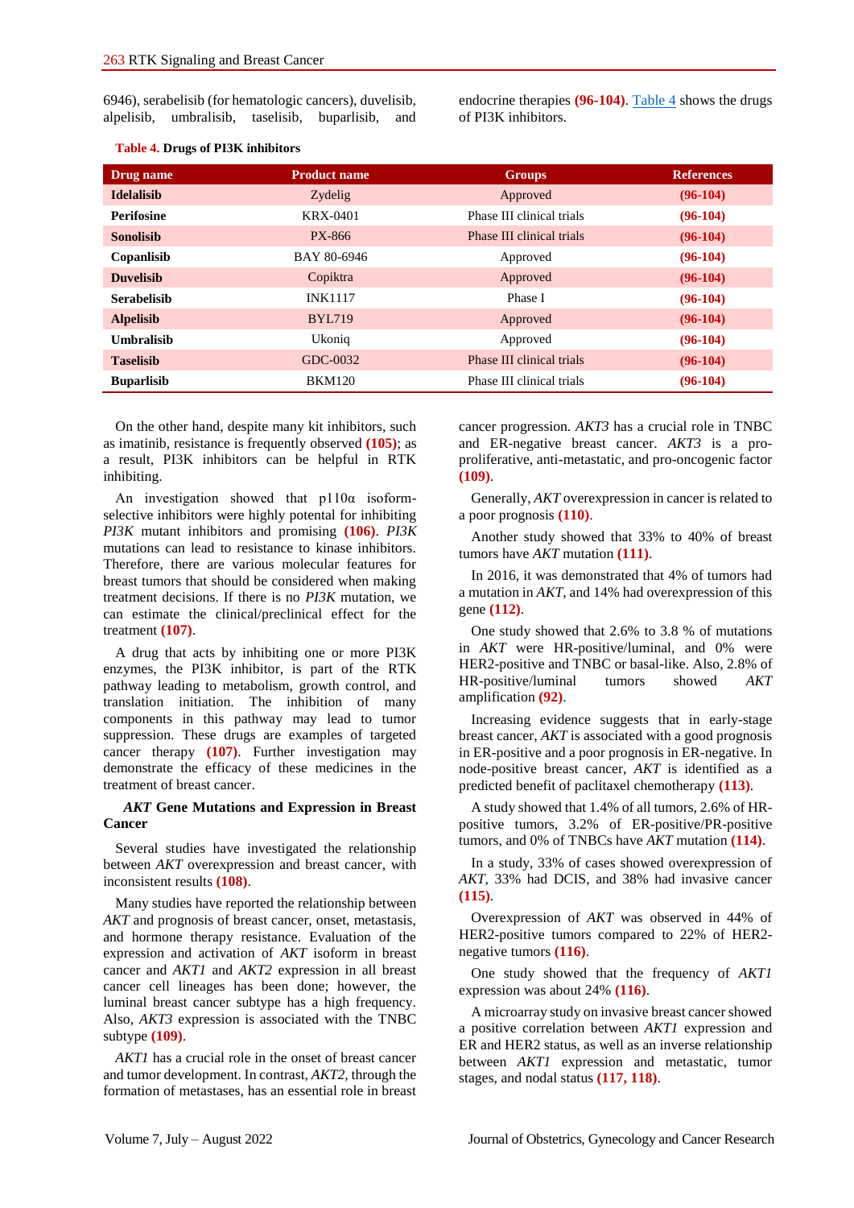6946), serabelisib (for hematologic cancers), duvelisib, alpelisib, umbralisib, taselisib, buparlisib, and endocrine therapies **(96-104)**. Table 4 shows the drugs of PI3K inhibitors.

**Table 4. Drugs of PI3K inhibitors**

| Drug name | Product name | Groups | References |
|---|---|---|---|
| **Idelalisib** | Zydelig | Approved | **(96-104)** |
| **Perifosine** | KRX-0401 | Phase III clinical trials | **(96-104)** |
| **Sonolisib** | PX-866 | Phase III clinical trials | **(96-104)** |
| **Copanlisib** | BAY 80-6946 | Approved | **(96-104)** |
| **Duvelisib** | Copiktra | Approved | **(96-104)** |
| **Serabelisib** | INK1117 | Phase I | **(96-104)** |
| **Alpelisib** | BYL719 | Approved | **(96-104)** |
| **Umbralisib** | Ukoniq | Approved | **(96-104)** |
| **Taselisib** | GDC-0032 | Phase III clinical trials | **(96-104)** |
| **Buparlisib** | BKM120 | Phase III clinical trials | **(96-104)** |

On the other hand, despite many kit inhibitors, such as imatinib, resistance is frequently observed **(105)**; as a result, PI3K inhibitors can be helpful in RTK inhibiting.

An investigation showed that p110α isoform-selective inhibitors were highly potental for inhibiting *PI3K* mutant inhibitors and promising **(106)**. *PI3K* mutations can lead to resistance to kinase inhibitors. Therefore, there are various molecular features for breast tumors that should be considered when making treatment decisions. If there is no *PI3K* mutation, we can estimate the clinical/preclinical effect for the treatment **(107)**.

A drug that acts by inhibiting one or more PI3K enzymes, the PI3K inhibitor, is part of the RTK pathway leading to metabolism, growth control, and translation initiation. The inhibition of many components in this pathway may lead to tumor suppression. These drugs are examples of targeted cancer therapy **(107)**. Further investigation may demonstrate the efficacy of these medicines in the treatment of breast cancer.

## *AKT* Gene Mutations and Expression in Breast Cancer

Several studies have investigated the relationship between *AKT* overexpression and breast cancer, with inconsistent results **(108)**.

Many studies have reported the relationship between *AKT* and prognosis of breast cancer, onset, metastasis, and hormone therapy resistance. Evaluation of the expression and activation of *AKT* isoform in breast cancer and *AKT1* and *AKT2* expression in all breast cancer cell lineages has been done; however, the luminal breast cancer subtype has a high frequency. Also, *AKT3* expression is associated with the TNBC subtype **(109)**.

*AKT1* has a crucial role in the onset of breast cancer and tumor development. In contrast, *AKT2*, through the formation of metastases, has an essential role in breast cancer progression. *AKT3* has a crucial role in TNBC and ER-negative breast cancer. *AKT3* is a pro-proliferative, anti-metastatic, and pro-oncogenic factor **(109)**.

Generally, *AKT* overexpression in cancer is related to a poor prognosis **(110)**.

Another study showed that 33% to 40% of breast tumors have *AKT* mutation **(111)**.

In 2016, it was demonstrated that 4% of tumors had a mutation in *AKT*, and 14% had overexpression of this gene **(112)**.

One study showed that 2.6% to 3.8 % of mutations in *AKT* were HR-positive/luminal, and 0% were HER2-positive and TNBC or basal-like. Also, 2.8% of HR-positive/luminal tumors showed *AKT* amplification **(92)**.

Increasing evidence suggests that in early-stage breast cancer, *AKT* is associated with a good prognosis in ER-positive and a poor prognosis in ER-negative. In node-positive breast cancer, *AKT* is identified as a predicted benefit of paclitaxel chemotherapy **(113)**.

A study showed that 1.4% of all tumors, 2.6% of HR-positive tumors, 3.2% of ER-positive/PR-positive tumors, and 0% of TNBCs have *AKT* mutation **(114)**.

In a study, 33% of cases showed overexpression of *AKT*, 33% had DCIS, and 38% had invasive cancer **(115)**.

Overexpression of *AKT* was observed in 44% of HER2-positive tumors compared to 22% of HER2-negative tumors **(116)**.

One study showed that the frequency of *AKT1* expression was about 24% **(116)**.

A microarray study on invasive breast cancer showed a positive correlation between *AKT1* expression and ER and HER2 status, as well as an inverse relationship between *AKT1* expression and metastatic, tumor stages, and nodal status **(117, 118)**.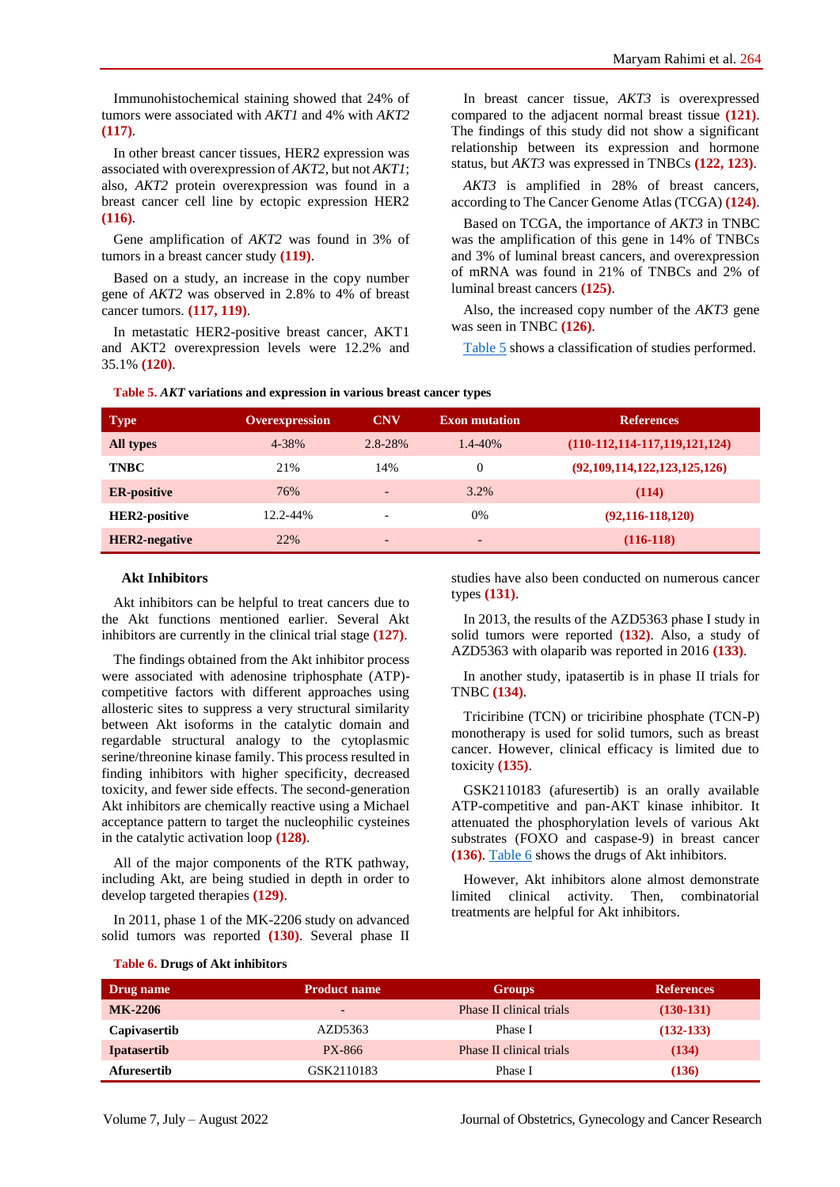Immunohistochemical staining showed that 24% of tumors were associated with *AKT1* and 4% with *AKT2* **(117)**.

In other breast cancer tissues, HER2 expression was associated with overexpression of *AKT2*, but not *AKT1*; also, *AKT2* protein overexpression was found in a breast cancer cell line by ectopic expression HER2 **(116)**.

Gene amplification of *AKT2* was found in 3% of tumors in a breast cancer study **(119)**.

Based on a study, an increase in the copy number gene of *AKT2* was observed in 2.8% to 4% of breast cancer tumors. **(117, 119)**.

In metastatic HER2-positive breast cancer, AKT1 and AKT2 overexpression levels were 12.2% and 35.1% **(120)**.

In breast cancer tissue, *AKT3* is overexpressed compared to the adjacent normal breast tissue **(121)**. The findings of this study did not show a significant relationship between its expression and hormone status, but *AKT3* was expressed in TNBCs **(122, 123)**.

*AKT3* is amplified in 28% of breast cancers, according to The Cancer Genome Atlas (TCGA) **(124)**.

Based on TCGA, the importance of *AKT3* in TNBC was the amplification of this gene in 14% of TNBCs and 3% of luminal breast cancers, and overexpression of mRNA was found in 21% of TNBCs and 2% of luminal breast cancers **(125)**.

Also, the increased copy number of the *AKT3* gene was seen in TNBC **(126)**.

Table 5 shows a classification of studies performed.

**Table 5.** ***AKT*** **variations and expression in various breast cancer types**

| Type | Overexpression | CNV | Exon mutation | References |
|---|---|---|---|---|
| **All types** | 4-38% | 2.8-28% | 1.4-40% | **(110-112,114-117,119,121,124)** |
| **TNBC** | 21% | 14% | 0 | **(92,109,114,122,123,125,126)** |
| **ER-positive** | 76% | - | 3.2% | **(114)** |
| **HER2-positive** | 12.2-44% | - | 0% | **(92,116-118,120)** |
| **HER2-negative** | 22% | - | - | **(116-118)** |

### Akt Inhibitors

Akt inhibitors can be helpful to treat cancers due to the Akt functions mentioned earlier. Several Akt inhibitors are currently in the clinical trial stage **(127)**.

The findings obtained from the Akt inhibitor process were associated with adenosine triphosphate (ATP)-competitive factors with different approaches using allosteric sites to suppress a very structural similarity between Akt isoforms in the catalytic domain and regardable structural analogy to the cytoplasmic serine/threonine kinase family. This process resulted in finding inhibitors with higher specificity, decreased toxicity, and fewer side effects. The second-generation Akt inhibitors are chemically reactive using a Michael acceptance pattern to target the nucleophilic cysteines in the catalytic activation loop **(128)**.

All of the major components of the RTK pathway, including Akt, are being studied in depth in order to develop targeted therapies **(129)**.

In 2011, phase 1 of the MK-2206 study on advanced solid tumors was reported **(130)**. Several phase II studies have also been conducted on numerous cancer types **(131)**.

In 2013, the results of the AZD5363 phase I study in solid tumors were reported **(132)**. Also, a study of AZD5363 with olaparib was reported in 2016 **(133)**.

In another study, ipatasertib is in phase II trials for TNBC **(134)**.

Triciribine (TCN) or triciribine phosphate (TCN-P) monotherapy is used for solid tumors, such as breast cancer. However, clinical efficacy is limited due to toxicity **(135)**.

GSK2110183 (afuresertib) is an orally available ATP-competitive and pan-AKT kinase inhibitor. It attenuated the phosphorylation levels of various Akt substrates (FOXO and caspase-9) in breast cancer **(136)**. Table 6 shows the drugs of Akt inhibitors.

However, Akt inhibitors alone almost demonstrate limited clinical activity. Then, combinatorial treatments are helpful for Akt inhibitors.

**Table 6.** **Drugs of Akt inhibitors**

| Drug name | Product name | Groups | References |
|---|---|---|---|
| **MK-2206** | - | Phase II clinical trials | **(130-131)** |
| **Capivasertib** | AZD5363 | Phase I | **(132-133)** |
| **Ipatasertib** | PX-866 | Phase II clinical trials | **(134)** |
| **Afuresertib** | GSK2110183 | Phase I | **(136)** |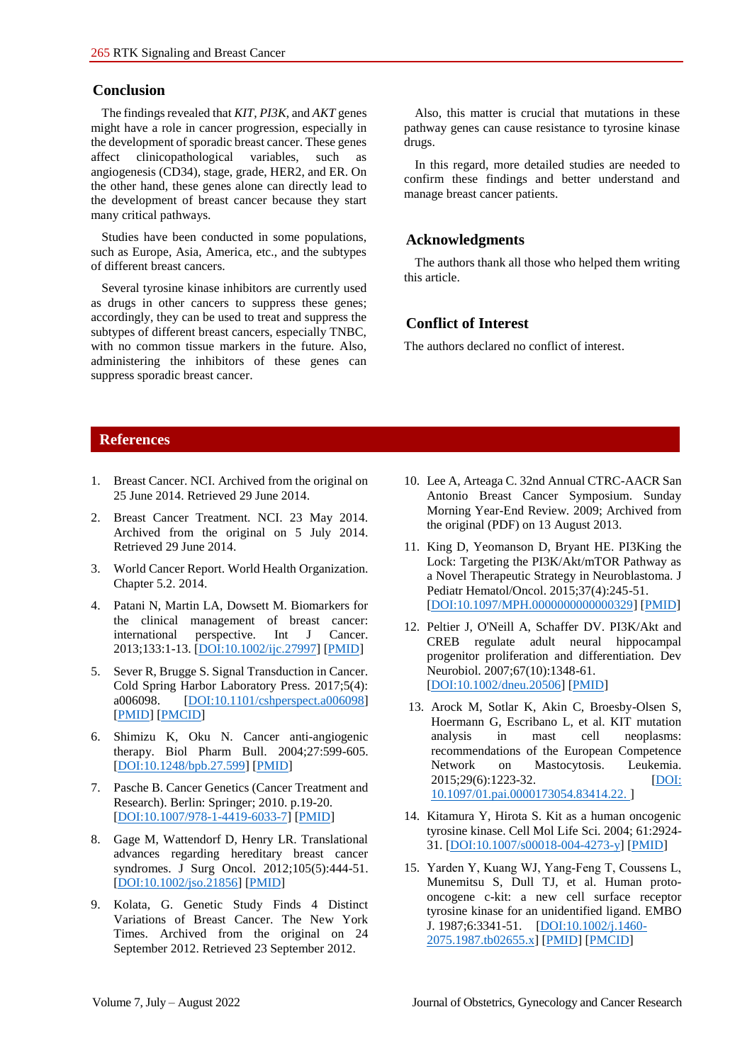## Conclusion

The findings revealed that *KIT*, *PI3K*, and *AKT* genes might have a role in cancer progression, especially in the development of sporadic breast cancer. These genes affect clinicopathological variables, such as angiogenesis (CD34), stage, grade, HER2, and ER. On the other hand, these genes alone can directly lead to the development of breast cancer because they start many critical pathways.

Studies have been conducted in some populations, such as Europe, Asia, America, etc., and the subtypes of different breast cancers.

Several tyrosine kinase inhibitors are currently used as drugs in other cancers to suppress these genes; accordingly, they can be used to treat and suppress the subtypes of different breast cancers, especially TNBC, with no common tissue markers in the future. Also, administering the inhibitors of these genes can suppress sporadic breast cancer.

Also, this matter is crucial that mutations in these pathway genes can cause resistance to tyrosine kinase drugs.

In this regard, more detailed studies are needed to confirm these findings and better understand and manage breast cancer patients.

## Acknowledgments

The authors thank all those who helped them writing this article.

## Conflict of Interest

The authors declared no conflict of interest.

## References

1. Breast Cancer. NCI. Archived from the original on 25 June 2014. Retrieved 29 June 2014.
2. Breast Cancer Treatment. NCI. 23 May 2014. Archived from the original on 5 July 2014. Retrieved 29 June 2014.
3. World Cancer Report. World Health Organization. Chapter 5.2. 2014.
4. Patani N, Martin LA, Dowsett M. Biomarkers for the clinical management of breast cancer: international perspective. Int J Cancer. 2013;133:1-13. [DOI:10.1002/ijc.27997] [PMID]
5. Sever R, Brugge S. Signal Transduction in Cancer. Cold Spring Harbor Laboratory Press. 2017;5(4): a006098. [DOI:10.1101/cshperspect.a006098] [PMID] [PMCID]
6. Shimizu K, Oku N. Cancer anti-angiogenic therapy. Biol Pharm Bull. 2004;27:599-605. [DOI:10.1248/bpb.27.599] [PMID]
7. Pasche B. Cancer Genetics (Cancer Treatment and Research). Berlin: Springer; 2010. p.19-20. [DOI:10.1007/978-1-4419-6033-7] [PMID]
8. Gage M, Wattendorf D, Henry LR. Translational advances regarding hereditary breast cancer syndromes. J Surg Oncol. 2012;105(5):444-51. [DOI:10.1002/jso.21856] [PMID]
9. Kolata, G. Genetic Study Finds 4 Distinct Variations of Breast Cancer. The New York Times. Archived from the original on 24 September 2012. Retrieved 23 September 2012.
10. Lee A, Arteaga C. 32nd Annual CTRC-AACR San Antonio Breast Cancer Symposium. Sunday Morning Year-End Review. 2009; Archived from the original (PDF) on 13 August 2013.
11. King D, Yeomanson D, Bryant HE. PI3King the Lock: Targeting the PI3K/Akt/mTOR Pathway as a Novel Therapeutic Strategy in Neuroblastoma. J Pediatr Hematol/Oncol. 2015;37(4):245-51. [DOI:10.1097/MPH.0000000000000329] [PMID]
12. Peltier J, O'Neill A, Schaffer DV. PI3K/Akt and CREB regulate adult neural hippocampal progenitor proliferation and differentiation. Dev Neurobiol. 2007;67(10):1348-61. [DOI:10.1002/dneu.20506] [PMID]
13. Arock M, Sotlar K, Akin C, Broesby-Olsen S, Hoermann G, Escribano L, et al. KIT mutation analysis in mast cell neoplasms: recommendations of the European Competence Network on Mastocytosis. Leukemia. 2015;29(6):1223-32. [DOI: 10.1097/01.pai.0000173054.83414.22. ]
14. Kitamura Y, Hirota S. Kit as a human oncogenic tyrosine kinase. Cell Mol Life Sci. 2004; 61:2924-31. [DOI:10.1007/s00018-004-4273-y] [PMID]
15. Yarden Y, Kuang WJ, Yang-Feng T, Coussens L, Munemitsu S, Dull TJ, et al. Human proto-oncogene c-kit: a new cell surface receptor tyrosine kinase for an unidentified ligand. EMBO J. 1987;6:3341-51. [DOI:10.1002/j.1460-2075.1987.tb02655.x] [PMID] [PMCID]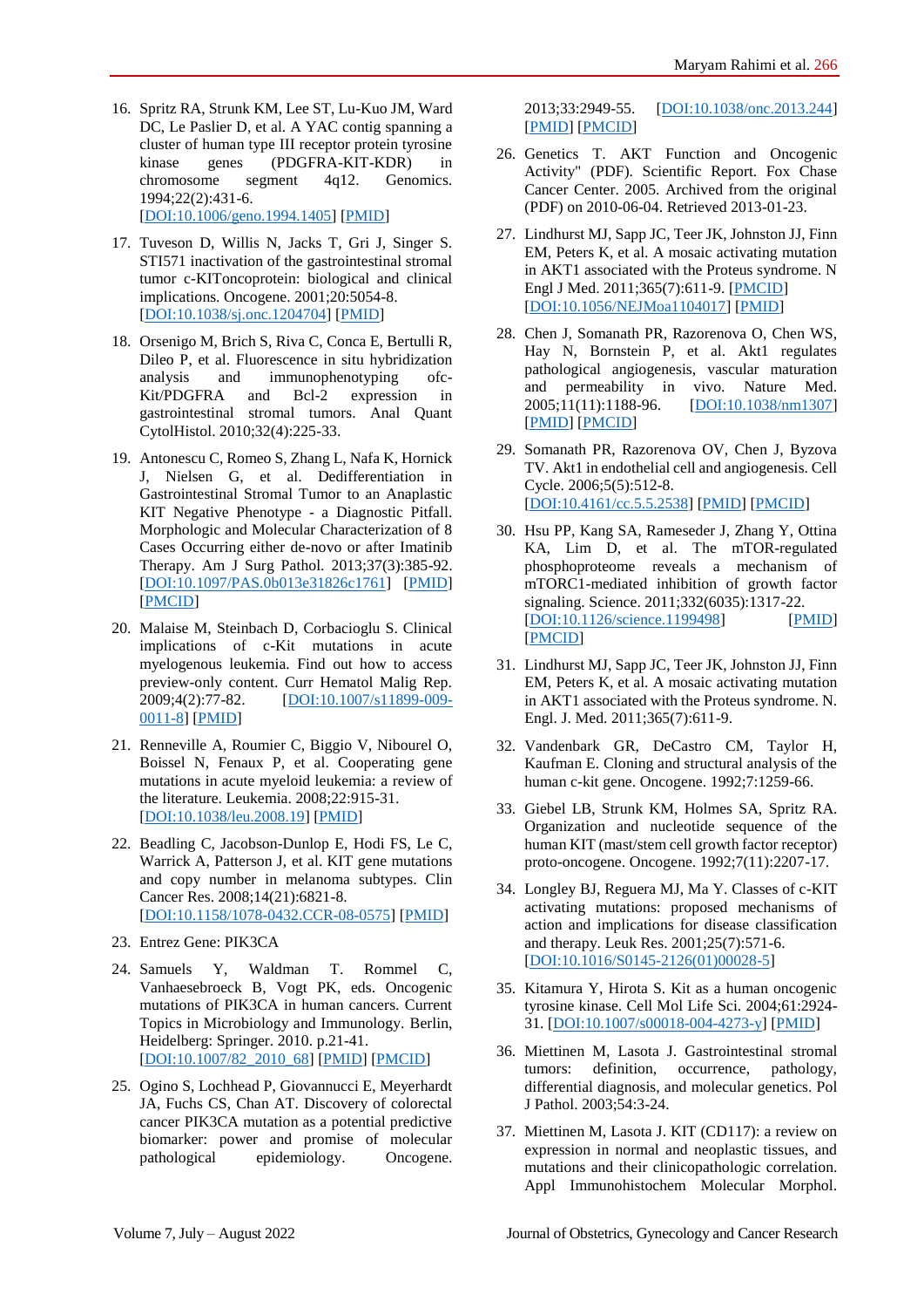16. Spritz RA, Strunk KM, Lee ST, Lu-Kuo JM, Ward DC, Le Paslier D, et al. A YAC contig spanning a cluster of human type III receptor protein tyrosine kinase genes (PDGFRA-KIT-KDR) in chromosome segment 4q12. Genomics. 1994;22(2):431-6. [DOI:10.1006/geno.1994.1405] [PMID]

17. Tuveson D, Willis N, Jacks T, Gri J, Singer S. STI571 inactivation of the gastrointestinal stromal tumor c-KIToncoprotein: biological and clinical implications. Oncogene. 2001;20:5054-8. [DOI:10.1038/sj.onc.1204704] [PMID]

18. Orsenigo M, Brich S, Riva C, Conca E, Bertulli R, Dileo P, et al. Fluorescence in situ hybridization analysis and immunophenotyping ofc-Kit/PDGFRA and Bcl-2 expression in gastrointestinal stromal tumors. Anal Quant CytolHistol. 2010;32(4):225-33.

19. Antonescu C, Romeo S, Zhang L, Nafa K, Hornick J, Nielsen G, et al. Dedifferentiation in Gastrointestinal Stromal Tumor to an Anaplastic KIT Negative Phenotype - a Diagnostic Pitfall. Morphologic and Molecular Characterization of 8 Cases Occurring either de-novo or after Imatinib Therapy. Am J Surg Pathol. 2013;37(3):385-92. [DOI:10.1097/PAS.0b013e31826c1761] [PMID] [PMCID]

20. Malaise M, Steinbach D, Corbacioglu S. Clinical implications of c-Kit mutations in acute myelogenous leukemia. Find out how to access preview-only content. Curr Hematol Malig Rep. 2009;4(2):77-82. [DOI:10.1007/s11899-009-0011-8] [PMID]

21. Renneville A, Roumier C, Biggio V, Nibourel O, Boissel N, Fenaux P, et al. Cooperating gene mutations in acute myeloid leukemia: a review of the literature. Leukemia. 2008;22:915-31. [DOI:10.1038/leu.2008.19] [PMID]

22. Beadling C, Jacobson-Dunlop E, Hodi FS, Le C, Warrick A, Patterson J, et al. KIT gene mutations and copy number in melanoma subtypes. Clin Cancer Res. 2008;14(21):6821-8. [DOI:10.1158/1078-0432.CCR-08-0575] [PMID]

23. Entrez Gene: PIK3CA

24. Samuels Y, Waldman T. Rommel C, Vanhaesebroeck B, Vogt PK, eds. Oncogenic mutations of PIK3CA in human cancers. Current Topics in Microbiology and Immunology. Berlin, Heidelberg: Springer. 2010. p.21-41. [DOI:10.1007/82_2010_68] [PMID] [PMCID]

25. Ogino S, Lochhead P, Giovannucci E, Meyerhardt JA, Fuchs CS, Chan AT. Discovery of colorectal cancer PIK3CA mutation as a potential predictive biomarker: power and promise of molecular pathological epidemiology. Oncogene. 2013;33:2949-55. [DOI:10.1038/onc.2013.244] [PMID] [PMCID]

26. Genetics T. AKT Function and Oncogenic Activity" (PDF). Scientific Report. Fox Chase Cancer Center. 2005. Archived from the original (PDF) on 2010-06-04. Retrieved 2013-01-23.

27. Lindhurst MJ, Sapp JC, Teer JK, Johnston JJ, Finn EM, Peters K, et al. A mosaic activating mutation in AKT1 associated with the Proteus syndrome. N Engl J Med. 2011;365(7):611-9. [PMCID] [DOI:10.1056/NEJMoa1104017] [PMID]

28. Chen J, Somanath PR, Razorenova O, Chen WS, Hay N, Bornstein P, et al. Akt1 regulates pathological angiogenesis, vascular maturation and permeability in vivo. Nature Med. 2005;11(11):1188-96. [DOI:10.1038/nm1307] [PMID] [PMCID]

29. Somanath PR, Razorenova OV, Chen J, Byzova TV. Akt1 in endothelial cell and angiogenesis. Cell Cycle. 2006;5(5):512-8. [DOI:10.4161/cc.5.5.2538] [PMID] [PMCID]

30. Hsu PP, Kang SA, Rameseder J, Zhang Y, Ottina KA, Lim D, et al. The mTOR-regulated phosphoproteome reveals a mechanism of mTORC1-mediated inhibition of growth factor signaling. Science. 2011;332(6035):1317-22. [DOI:10.1126/science.1199498] [PMID] [PMCID]

31. Lindhurst MJ, Sapp JC, Teer JK, Johnston JJ, Finn EM, Peters K, et al. A mosaic activating mutation in AKT1 associated with the Proteus syndrome. N. Engl. J. Med. 2011;365(7):611-9.

32. Vandenbark GR, DeCastro CM, Taylor H, Kaufman E. Cloning and structural analysis of the human c-kit gene. Oncogene. 1992;7:1259-66.

33. Giebel LB, Strunk KM, Holmes SA, Spritz RA. Organization and nucleotide sequence of the human KIT (mast/stem cell growth factor receptor) proto-oncogene. Oncogene. 1992;7(11):2207-17.

34. Longley BJ, Reguera MJ, Ma Y. Classes of c-KIT activating mutations: proposed mechanisms of action and implications for disease classification and therapy. Leuk Res. 2001;25(7):571-6. [DOI:10.1016/S0145-2126(01)00028-5]

35. Kitamura Y, Hirota S. Kit as a human oncogenic tyrosine kinase. Cell Mol Life Sci. 2004;61:2924-31. [DOI:10.1007/s00018-004-4273-y] [PMID]

36. Miettinen M, Lasota J. Gastrointestinal stromal tumors: definition, occurrence, pathology, differential diagnosis, and molecular genetics. Pol J Pathol. 2003;54:3-24.

37. Miettinen M, Lasota J. KIT (CD117): a review on expression in normal and neoplastic tissues, and mutations and their clinicopathologic correlation. Appl Immunohistochem Molecular Morphol.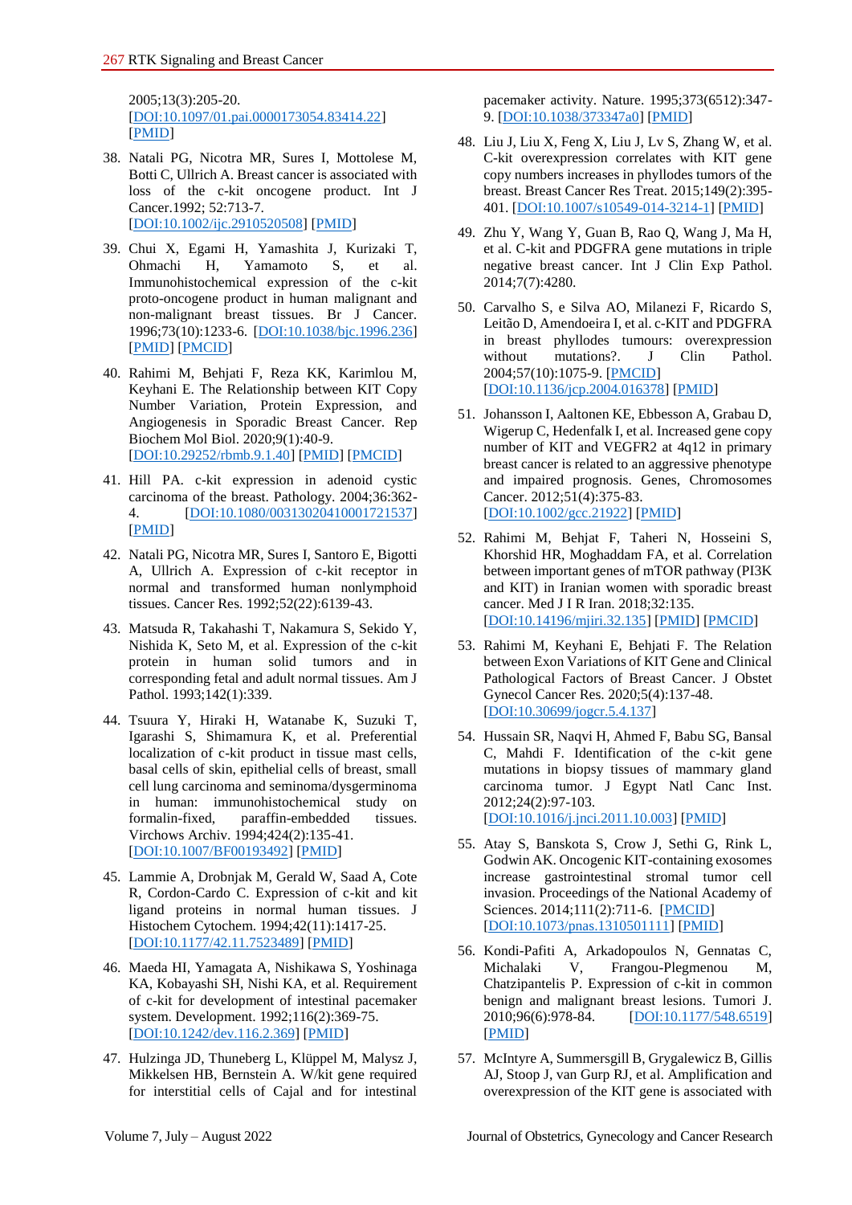2005;13(3):205-20. [DOI:10.1097/01.pai.0000173054.83414.22] [PMID]

38. Natali PG, Nicotra MR, Sures I, Mottolese M, Botti C, Ullrich A. Breast cancer is associated with loss of the c-kit oncogene product. Int J Cancer.1992; 52:713-7. [DOI:10.1002/ijc.2910520508] [PMID]

39. Chui X, Egami H, Yamashita J, Kurizaki T, Ohmachi H, Yamamoto S, et al. Immunohistochemical expression of the c-kit proto-oncogene product in human malignant and non-malignant breast tissues. Br J Cancer. 1996;73(10):1233-6. [DOI:10.1038/bjc.1996.236] [PMID] [PMCID]

40. Rahimi M, Behjati F, Reza KK, Karimlou M, Keyhani E. The Relationship between KIT Copy Number Variation, Protein Expression, and Angiogenesis in Sporadic Breast Cancer. Rep Biochem Mol Biol. 2020;9(1):40-9. [DOI:10.29252/rbmb.9.1.40] [PMID] [PMCID]

41. Hill PA. c-kit expression in adenoid cystic carcinoma of the breast. Pathology. 2004;36:362-4. [DOI:10.1080/00313020410001721537] [PMID]

42. Natali PG, Nicotra MR, Sures I, Santoro E, Bigotti A, Ullrich A. Expression of c-kit receptor in normal and transformed human nonlymphoid tissues. Cancer Res. 1992;52(22):6139-43.

43. Matsuda R, Takahashi T, Nakamura S, Sekido Y, Nishida K, Seto M, et al. Expression of the c-kit protein in human solid tumors and in corresponding fetal and adult normal tissues. Am J Pathol. 1993;142(1):339.

44. Tsuura Y, Hiraki H, Watanabe K, Suzuki T, Igarashi S, Shimamura K, et al. Preferential localization of c-kit product in tissue mast cells, basal cells of skin, epithelial cells of breast, small cell lung carcinoma and seminoma/dysgerminoma in human: immunohistochemical study on formalin-fixed, paraffin-embedded tissues. Virchows Archiv. 1994;424(2):135-41. [DOI:10.1007/BF00193492] [PMID]

45. Lammie A, Drobnjak M, Gerald W, Saad A, Cote R, Cordon-Cardo C. Expression of c-kit and kit ligand proteins in normal human tissues. J Histochem Cytochem. 1994;42(11):1417-25. [DOI:10.1177/42.11.7523489] [PMID]

46. Maeda HI, Yamagata A, Nishikawa S, Yoshinaga KA, Kobayashi SH, Nishi KA, et al. Requirement of c-kit for development of intestinal pacemaker system. Development. 1992;116(2):369-75. [DOI:10.1242/dev.116.2.369] [PMID]

47. Hulzinga JD, Thuneberg L, Klüppel M, Malysz J, Mikkelsen HB, Bernstein A. W/kit gene required for interstitial cells of Cajal and for intestinal pacemaker activity. Nature. 1995;373(6512):347-9. [DOI:10.1038/373347a0] [PMID]

48. Liu J, Liu X, Feng X, Liu J, Lv S, Zhang W, et al. C-kit overexpression correlates with KIT gene copy numbers increases in phyllodes tumors of the breast. Breast Cancer Res Treat. 2015;149(2):395-401. [DOI:10.1007/s10549-014-3214-1] [PMID]

49. Zhu Y, Wang Y, Guan B, Rao Q, Wang J, Ma H, et al. C-kit and PDGFRA gene mutations in triple negative breast cancer. Int J Clin Exp Pathol. 2014;7(7):4280.

50. Carvalho S, e Silva AO, Milanezi F, Ricardo S, Leitão D, Amendoeira I, et al. c-KIT and PDGFRA in breast phyllodes tumours: overexpression without mutations?. J Clin Pathol. 2004;57(10):1075-9. [PMCID] [DOI:10.1136/jcp.2004.016378] [PMID]

51. Johansson I, Aaltonen KE, Ebbesson A, Grabau D, Wigerup C, Hedenfalk I, et al. Increased gene copy number of KIT and VEGFR2 at 4q12 in primary breast cancer is related to an aggressive phenotype and impaired prognosis. Genes, Chromosomes Cancer. 2012;51(4):375-83. [DOI:10.1002/gcc.21922] [PMID]

52. Rahimi M, Behjat F, Taheri N, Hosseini S, Khorshid HR, Moghaddam FA, et al. Correlation between important genes of mTOR pathway (PI3K and KIT) in Iranian women with sporadic breast cancer. Med J I R Iran. 2018;32:135. [DOI:10.14196/mjiri.32.135] [PMID] [PMCID]

53. Rahimi M, Keyhani E, Behjati F. The Relation between Exon Variations of KIT Gene and Clinical Pathological Factors of Breast Cancer. J Obstet Gynecol Cancer Res. 2020;5(4):137-48. [DOI:10.30699/jogcr.5.4.137]

54. Hussain SR, Naqvi H, Ahmed F, Babu SG, Bansal C, Mahdi F. Identification of the c-kit gene mutations in biopsy tissues of mammary gland carcinoma tumor. J Egypt Natl Canc Inst. 2012;24(2):97-103. [DOI:10.1016/j.jnci.2011.10.003] [PMID]

55. Atay S, Banskota S, Crow J, Sethi G, Rink L, Godwin AK. Oncogenic KIT-containing exosomes increase gastrointestinal stromal tumor cell invasion. Proceedings of the National Academy of Sciences. 2014;111(2):711-6. [PMCID] [DOI:10.1073/pnas.1310501111] [PMID]

56. Kondi-Pafiti A, Arkadopoulos N, Gennatas C, Michalaki V, Frangou-Plegmenou M, Chatzipantelis P. Expression of c-kit in common benign and malignant breast lesions. Tumori J. 2010;96(6):978-84. [DOI:10.1177/548.6519] [PMID]

57. McIntyre A, Summersgill B, Grygalewicz B, Gillis AJ, Stoop J, van Gurp RJ, et al. Amplification and overexpression of the KIT gene is associated with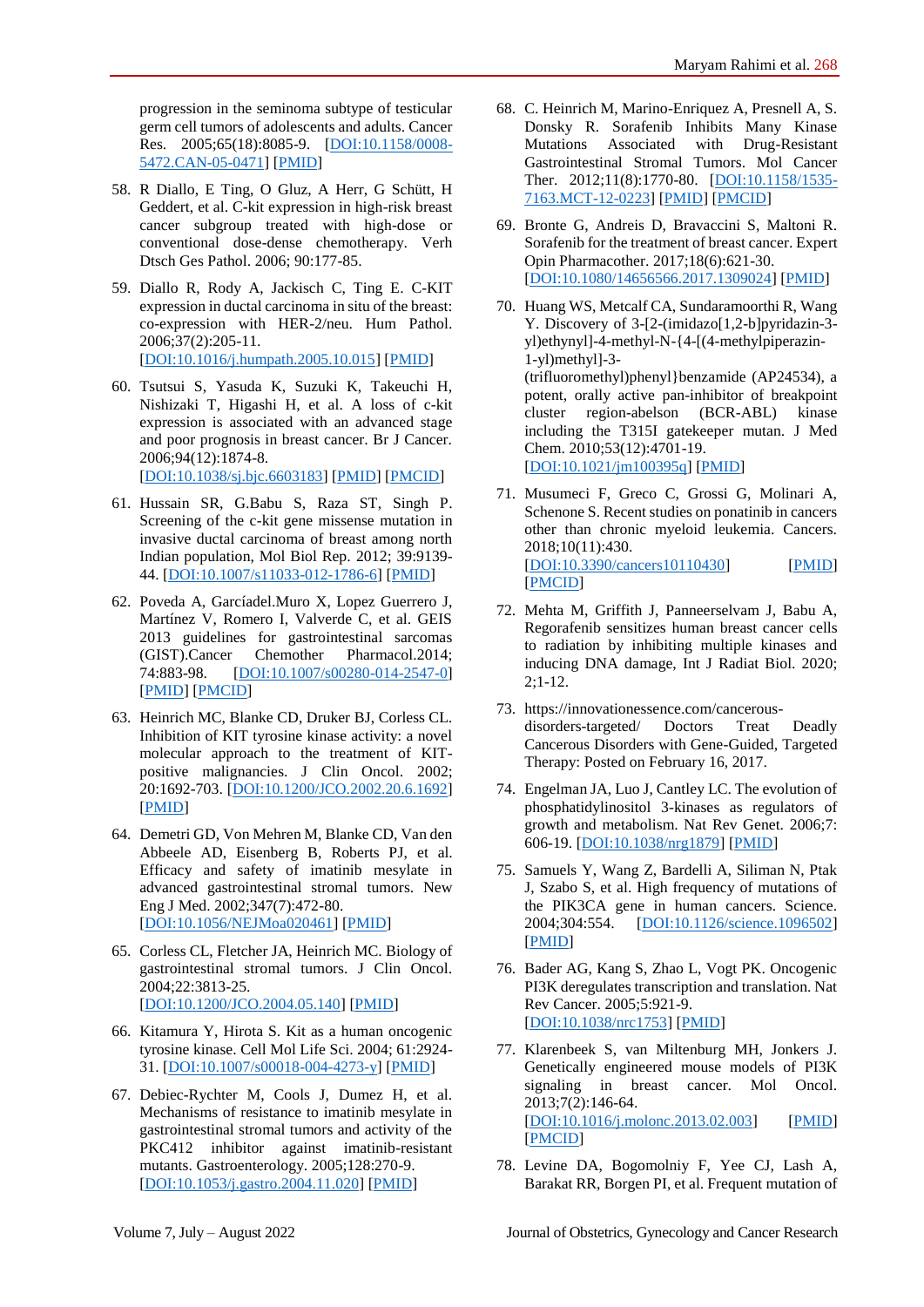progression in the seminoma subtype of testicular germ cell tumors of adolescents and adults. Cancer Res. 2005;65(18):8085-9. [DOI:10.1158/0008-5472.CAN-05-0471] [PMID]

58. R Diallo, E Ting, O Gluz, A Herr, G Schütt, H Geddert, et al. C-kit expression in high-risk breast cancer subgroup treated with high-dose or conventional dose-dense chemotherapy. Verh Dtsch Ges Pathol. 2006; 90:177-85.

59. Diallo R, Rody A, Jackisch C, Ting E. C-KIT expression in ductal carcinoma in situ of the breast: co-expression with HER-2/neu. Hum Pathol. 2006;37(2):205-11. [DOI:10.1016/j.humpath.2005.10.015] [PMID]

60. Tsutsui S, Yasuda K, Suzuki K, Takeuchi H, Nishizaki T, Higashi H, et al. A loss of c-kit expression is associated with an advanced stage and poor prognosis in breast cancer. Br J Cancer. 2006;94(12):1874-8. [DOI:10.1038/sj.bjc.6603183] [PMID] [PMCID]

61. Hussain SR, G.Babu S, Raza ST, Singh P. Screening of the c-kit gene missense mutation in invasive ductal carcinoma of breast among north Indian population, Mol Biol Rep. 2012; 39:9139-44. [DOI:10.1007/s11033-012-1786-6] [PMID]

62. Poveda A, Garcíadel.Muro X, Lopez Guerrero J, Martínez V, Romero I, Valverde C, et al. GEIS 2013 guidelines for gastrointestinal sarcomas (GIST).Cancer Chemother Pharmacol.2014; 74:883-98. [DOI:10.1007/s00280-014-2547-0] [PMID] [PMCID]

63. Heinrich MC, Blanke CD, Druker BJ, Corless CL. Inhibition of KIT tyrosine kinase activity: a novel molecular approach to the treatment of KIT-positive malignancies. J Clin Oncol. 2002; 20:1692-703. [DOI:10.1200/JCO.2002.20.6.1692] [PMID]

64. Demetri GD, Von Mehren M, Blanke CD, Van den Abbeele AD, Eisenberg B, Roberts PJ, et al. Efficacy and safety of imatinib mesylate in advanced gastrointestinal stromal tumors. New Eng J Med. 2002;347(7):472-80. [DOI:10.1056/NEJMoa020461] [PMID]

65. Corless CL, Fletcher JA, Heinrich MC. Biology of gastrointestinal stromal tumors. J Clin Oncol. 2004;22:3813-25. [DOI:10.1200/JCO.2004.05.140] [PMID]

66. Kitamura Y, Hirota S. Kit as a human oncogenic tyrosine kinase. Cell Mol Life Sci. 2004; 61:2924-31. [DOI:10.1007/s00018-004-4273-y] [PMID]

67. Debiec-Rychter M, Cools J, Dumez H, et al. Mechanisms of resistance to imatinib mesylate in gastrointestinal stromal tumors and activity of the PKC412 inhibitor against imatinib-resistant mutants. Gastroenterology. 2005;128:270-9. [DOI:10.1053/j.gastro.2004.11.020] [PMID]

68. C. Heinrich M, Marino-Enriquez A, Presnell A, S. Donsky R. Sorafenib Inhibits Many Kinase Mutations Associated with Drug-Resistant Gastrointestinal Stromal Tumors. Mol Cancer Ther. 2012;11(8):1770-80. [DOI:10.1158/1535-7163.MCT-12-0223] [PMID] [PMCID]

69. Bronte G, Andreis D, Bravaccini S, Maltoni R. Sorafenib for the treatment of breast cancer. Expert Opin Pharmacother. 2017;18(6):621-30. [DOI:10.1080/14656566.2017.1309024] [PMID]

70. Huang WS, Metcalf CA, Sundaramoorthi R, Wang Y. Discovery of 3-[2-(imidazo[1,2-b]pyridazin-3-yl)ethynyl]-4-methyl-N-{4-[(4-methylpiperazin-1-yl)methyl]-3-(trifluoromethyl)phenyl}benzamide (AP24534), a potent, orally active pan-inhibitor of breakpoint cluster region-abelson (BCR-ABL) kinase including the T315I gatekeeper mutan. J Med Chem. 2010;53(12):4701-19. [DOI:10.1021/jm100395q] [PMID]

71. Musumeci F, Greco C, Grossi G, Molinari A, Schenone S. Recent studies on ponatinib in cancers other than chronic myeloid leukemia. Cancers. 2018;10(11):430. [DOI:10.3390/cancers10110430] [PMID] [PMCID]

72. Mehta M, Griffith J, Panneerselvam J, Babu A, Regorafenib sensitizes human breast cancer cells to radiation by inhibiting multiple kinases and inducing DNA damage, Int J Radiat Biol. 2020; 2;1-12.

73. https://innovationessence.com/cancerous-disorders-targeted/ Doctors Treat Deadly Cancerous Disorders with Gene-Guided, Targeted Therapy: Posted on February 16, 2017.

74. Engelman JA, Luo J, Cantley LC. The evolution of phosphatidylinositol 3-kinases as regulators of growth and metabolism. Nat Rev Genet. 2006;7: 606-19. [DOI:10.1038/nrg1879] [PMID]

75. Samuels Y, Wang Z, Bardelli A, Siliman N, Ptak J, Szabo S, et al. High frequency of mutations of the PIK3CA gene in human cancers. Science. 2004;304:554. [DOI:10.1126/science.1096502] [PMID]

76. Bader AG, Kang S, Zhao L, Vogt PK. Oncogenic PI3K deregulates transcription and translation. Nat Rev Cancer. 2005;5:921-9. [DOI:10.1038/nrc1753] [PMID]

77. Klarenbeek S, van Miltenburg MH, Jonkers J. Genetically engineered mouse models of PI3K signaling in breast cancer. Mol Oncol. 2013;7(2):146-64. [DOI:10.1016/j.molonc.2013.02.003] [PMID] [PMCID]

78. Levine DA, Bogomolniy F, Yee CJ, Lash A, Barakat RR, Borgen PI, et al. Frequent mutation of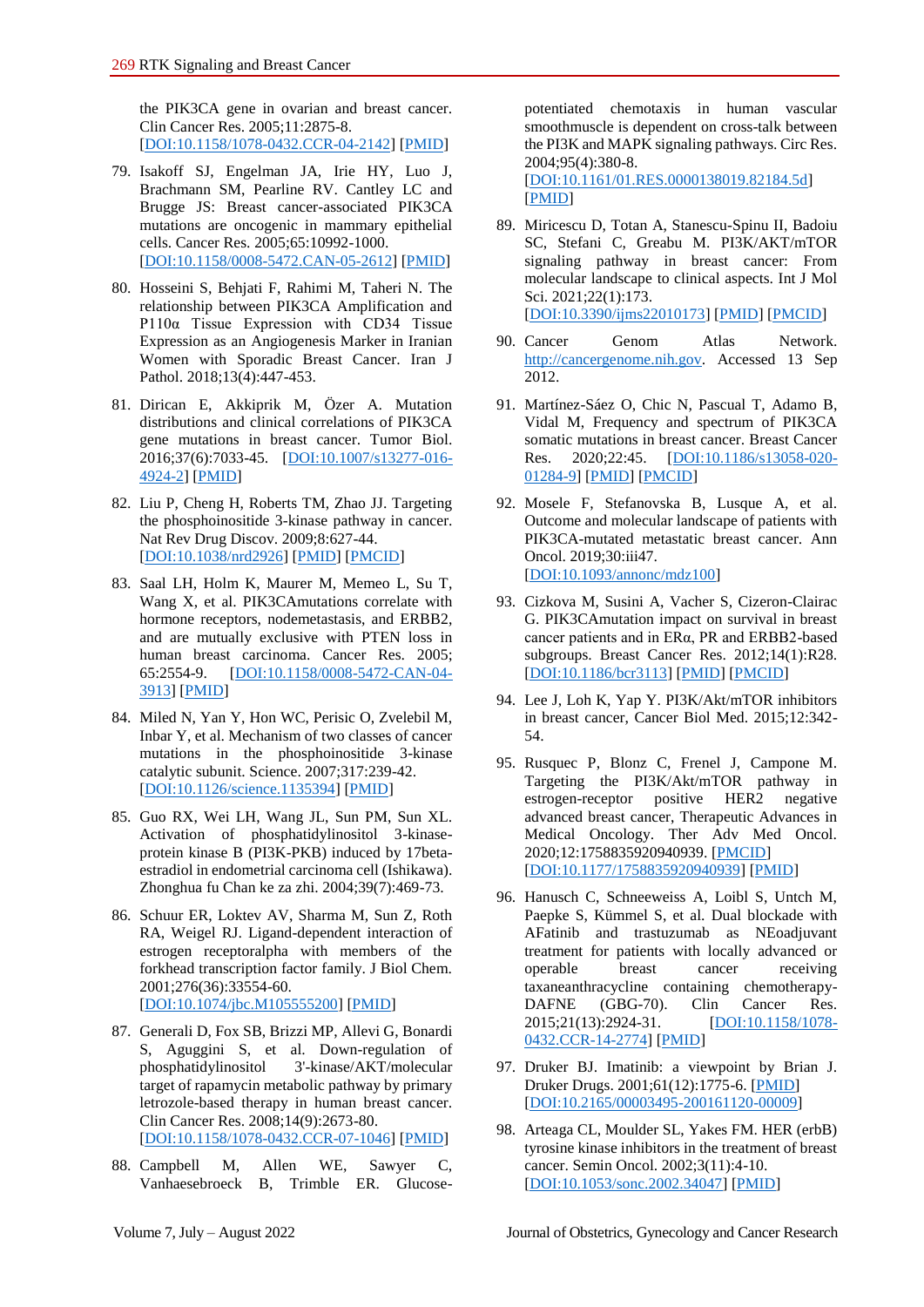the PIK3CA gene in ovarian and breast cancer. Clin Cancer Res. 2005;11:2875-8. [DOI:10.1158/1078-0432.CCR-04-2142] [PMID]

79. Isakoff SJ, Engelman JA, Irie HY, Luo J, Brachmann SM, Pearline RV. Cantley LC and Brugge JS: Breast cancer-associated PIK3CA mutations are oncogenic in mammary epithelial cells. Cancer Res. 2005;65:10992-1000. [DOI:10.1158/0008-5472.CAN-05-2612] [PMID]

80. Hosseini S, Behjati F, Rahimi M, Taheri N. The relationship between PIK3CA Amplification and P110α Tissue Expression with CD34 Tissue Expression as an Angiogenesis Marker in Iranian Women with Sporadic Breast Cancer. Iran J Pathol. 2018;13(4):447-453.

81. Dirican E, Akkiprik M, Özer A. Mutation distributions and clinical correlations of PIK3CA gene mutations in breast cancer. Tumor Biol. 2016;37(6):7033-45. [DOI:10.1007/s13277-016-4924-2] [PMID]

82. Liu P, Cheng H, Roberts TM, Zhao JJ. Targeting the phosphoinositide 3-kinase pathway in cancer. Nat Rev Drug Discov. 2009;8:627-44. [DOI:10.1038/nrd2926] [PMID] [PMCID]

83. Saal LH, Holm K, Maurer M, Memeo L, Su T, Wang X, et al. PIK3CAmutations correlate with hormone receptors, nodemetastasis, and ERBB2, and are mutually exclusive with PTEN loss in human breast carcinoma. Cancer Res. 2005; 65:2554-9. [DOI:10.1158/0008-5472-CAN-04-3913] [PMID]

84. Miled N, Yan Y, Hon WC, Perisic O, Zvelebil M, Inbar Y, et al. Mechanism of two classes of cancer mutations in the phosphoinositide 3-kinase catalytic subunit. Science. 2007;317:239-42. [DOI:10.1126/science.1135394] [PMID]

85. Guo RX, Wei LH, Wang JL, Sun PM, Sun XL. Activation of phosphatidylinositol 3-kinase-protein kinase B (PI3K-PKB) induced by 17beta-estradiol in endometrial carcinoma cell (Ishikawa). Zhonghua fu Chan ke za zhi. 2004;39(7):469-73.

86. Schuur ER, Loktev AV, Sharma M, Sun Z, Roth RA, Weigel RJ. Ligand-dependent interaction of estrogen receptoralpha with members of the forkhead transcription factor family. J Biol Chem. 2001;276(36):33554-60. [DOI:10.1074/jbc.M105555200] [PMID]

87. Generali D, Fox SB, Brizzi MP, Allevi G, Bonardi S, Aguggini S, et al. Down-regulation of phosphatidylinositol 3'-kinase/AKT/molecular target of rapamycin metabolic pathway by primary letrozole-based therapy in human breast cancer. Clin Cancer Res. 2008;14(9):2673-80. [DOI:10.1158/1078-0432.CCR-07-1046] [PMID]

88. Campbell M, Allen WE, Sawyer C, Vanhaesebroeck B, Trimble ER. Glucose-potentiated chemotaxis in human vascular smoothmuscle is dependent on cross-talk between the PI3K and MAPK signaling pathways. Circ Res. 2004;95(4):380-8. [DOI:10.1161/01.RES.0000138019.82184.5d] [PMID]

89. Miricescu D, Totan A, Stanescu-Spinu II, Badoiu SC, Stefani C, Greabu M. PI3K/AKT/mTOR signaling pathway in breast cancer: From molecular landscape to clinical aspects. Int J Mol Sci. 2021;22(1):173. [DOI:10.3390/ijms22010173] [PMID] [PMCID]

90. Cancer Genom Atlas Network. http://cancergenome.nih.gov. Accessed 13 Sep 2012.

91. Martínez-Sáez O, Chic N, Pascual T, Adamo B, Vidal M, Frequency and spectrum of PIK3CA somatic mutations in breast cancer. Breast Cancer Res. 2020;22:45. [DOI:10.1186/s13058-020-01284-9] [PMID] [PMCID]

92. Mosele F, Stefanovska B, Lusque A, et al. Outcome and molecular landscape of patients with PIK3CA-mutated metastatic breast cancer. Ann Oncol. 2019;30:iii47. [DOI:10.1093/annonc/mdz100]

93. Cizkova M, Susini A, Vacher S, Cizeron-Clairac G. PIK3CAmutation impact on survival in breast cancer patients and in ERα, PR and ERBB2-based subgroups. Breast Cancer Res. 2012;14(1):R28. [DOI:10.1186/bcr3113] [PMID] [PMCID]

94. Lee J, Loh K, Yap Y. PI3K/Akt/mTOR inhibitors in breast cancer, Cancer Biol Med. 2015;12:342-54.

95. Rusquec P, Blonz C, Frenel J, Campone M. Targeting the PI3K/Akt/mTOR pathway in estrogen-receptor positive HER2 negative advanced breast cancer, Therapeutic Advances in Medical Oncology. Ther Adv Med Oncol. 2020;12:1758835920940939. [PMCID] [DOI:10.1177/1758835920940939] [PMID]

96. Hanusch C, Schneeweiss A, Loibl S, Untch M, Paepke S, Kümmel S, et al. Dual blockade with AFatinib and trastuzumab as NEoadjuvant treatment for patients with locally advanced or operable breast cancer receiving taxaneanthracycline containing chemotherapy-DAFNE (GBG-70). Clin Cancer Res. 2015;21(13):2924-31. [DOI:10.1158/1078-0432.CCR-14-2774] [PMID]

97. Druker BJ. Imatinib: a viewpoint by Brian J. Druker Drugs. 2001;61(12):1775-6. [PMID] [DOI:10.2165/00003495-200161120-00009]

98. Arteaga CL, Moulder SL, Yakes FM. HER (erbB) tyrosine kinase inhibitors in the treatment of breast cancer. Semin Oncol. 2002;3(11):4-10. [DOI:10.1053/sonc.2002.34047] [PMID]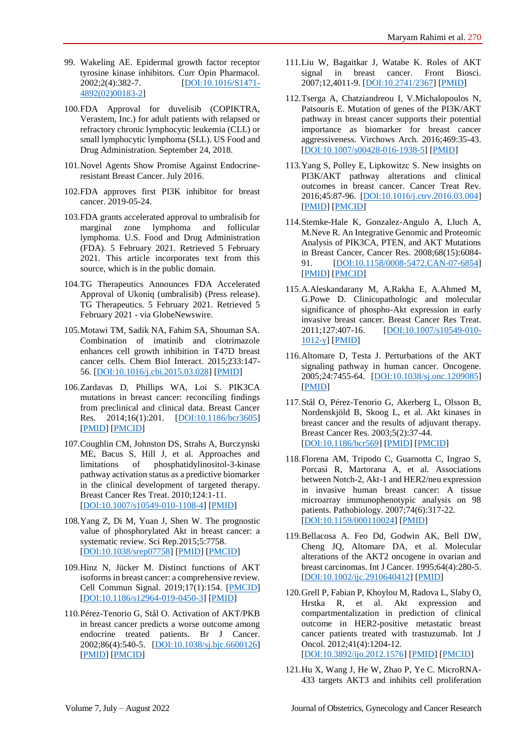99. Wakeling AE. Epidermal growth factor receptor tyrosine kinase inhibitors. Curr Opin Pharmacol. 2002;2(4):382-7. [DOI:10.1016/S1471-4892(02)00183-2]

100. FDA Approval for duvelisib (COPIKTRA, Verastem, Inc.) for adult patients with relapsed or refractory chronic lymphocytic leukemia (CLL) or small lymphocytic lymphoma (SLL). US Food and Drug Administration. September 24, 2018.

101. Novel Agents Show Promise Against Endocrine-resistant Breast Cancer. July 2016.

102. FDA approves first PI3K inhibitor for breast cancer. 2019-05-24.

103. FDA grants accelerated approval to umbralisib for marginal zone lymphoma and follicular lymphoma. U.S. Food and Drug Administration (FDA). 5 February 2021. Retrieved 5 February 2021. This article incorporates text from this source, which is in the public domain.

104. TG Therapeutics Announces FDA Accelerated Approval of Ukoniq (umbralisib) (Press release). TG Therapeutics. 5 February 2021. Retrieved 5 February 2021 - via GlobeNewswire.

105. Motawi TM, Sadik NA, Fahim SA, Shouman SA. Combination of imatinib and clotrimazole enhances cell growth inhibition in T47D breast cancer cells. Chem Biol Interact. 2015;233:147-56. [DOI:10.1016/j.cbi.2015.03.028] [PMID]

106. Zardavas D, Phillips WA, Loi S. PIK3CA mutations in breast cancer: reconciling findings from preclinical and clinical data. Breast Cancer Res. 2014;16(1):201. [DOI:10.1186/bcr3605] [PMID] [PMCID]

107. Coughlin CM, Johnston DS, Strahs A, Burczynski ME, Bacus S, Hill J, et al. Approaches and limitations of phosphatidylinositol-3-kinase pathway activation status as a predictive biomarker in the clinical development of targeted therapy. Breast Cancer Res Treat. 2010;124:1-11. [DOI:10.1007/s10549-010-1108-4] [PMID]

108. Yang Z, Di M, Yuan J, Shen W. The prognostic value of phosphorylated Akt in breast cancer: a systematic review. Sci Rep.2015;5:7758. [DOI:10.1038/srep07758] [PMID] [PMCID]

109. Hinz N, Jücker M. Distinct functions of AKT isoforms in breast cancer: a comprehensive review. Cell Commun Signal. 2019;17(1):154. [PMCID] [DOI:10.1186/s12964-019-0450-3] [PMID]

110. Pérez-Tenorio G, Stål O. Activation of AKT/PKB in breast cancer predicts a worse outcome among endocrine treated patients. Br J Cancer. 2002;86(4):540-5. [DOI:10.1038/sj.bjc.6600126] [PMID] [PMCID]

111. Liu W, Bagaitkar J, Watabe K. Roles of AKT signal in breast cancer. Front Biosci. 2007;12,4011-9. [DOI:10.2741/2367] [PMID]

112. Tserga A, Chatziandreou I, V.Michalopoulos N, Patsouris E. Mutation of genes of the PI3K/AKT pathway in breast cancer supports their potential importance as biomarker for breast cancer aggressiveness. Virchows Arch. 2016;469:35-43. [DOI:10.1007/s00428-016-1938-5] [PMID]

113. Yang S, Polley E, Lipkowitzc S. New insights on PI3K/AKT pathway alterations and clinical outcomes in breast cancer. Cancer Treat Rev. 2016;45:87-96. [DOI:10.1016/j.ctrv.2016.03.004] [PMID] [PMCID]

114. Stemke-Hale K, Gonzalez-Angulo A, Lluch A, M.Neve R. An Integrative Genomic and Proteomic Analysis of PIK3CA, PTEN, and AKT Mutations in Breast Cancer, Cancer Res. 2008;68(15):6084-91. [DOI:10.1158/0008-5472.CAN-07-6854] [PMID] [PMCID]

115. A.Aleskandarany M, A.Rakha E, A.Ahmed M, G.Powe D. Clinicopathologic and molecular significance of phospho-Akt expression in early invasive breast cancer. Breast Cancer Res Treat. 2011;127:407-16. [DOI:10.1007/s10549-010-1012-y] [PMID]

116. Altomare D, Testa J. Perturbations of the AKT signaling pathway in human cancer. Oncogene. 2005;24:7455-64. [DOI:10.1038/sj.onc.1209085] [PMID]

117. Stål O, Pérez-Tenorio G, Akerberg L, Olsson B, Nordenskjöld B, Skoog L, et al. Akt kinases in breast cancer and the results of adjuvant therapy. Breast Cancer Res. 2003;5(2):37-44. [DOI:10.1186/bcr569] [PMID] [PMCID]

118. Florena AM, Tripodo C, Guarnotta C, Ingrao S, Porcasi R, Martorana A, et al. Associations between Notch-2, Akt-1 and HER2/neu expression in invasive human breast cancer: A tissue microarray immunophenotypic analysis on 98 patients. Pathobiology. 2007;74(6):317-22. [DOI:10.1159/000110024] [PMID]

119. Bellacosa A. Feo Dd, Godwin AK, Bell DW, Cheng JQ, Altomare DA, et al. Molecular alterations of the AKT2 oncogene in ovarian and breast carcinomas. Int J Cancer. 1995;64(4):280-5. [DOI:10.1002/ijc.2910640412] [PMID]

120. Grell P, Fabian P, Khoylou M, Radova L, Slaby O, Hrstka R, et al. Akt expression and compartmentalization in prediction of clinical outcome in HER2-positive metastatic breast cancer patients treated with trastuzumab. Int J Oncol. 2012;41(4):1204-12. [DOI:10.3892/ijo.2012.1576] [PMID] [PMCID]

121. Hu X, Wang J, He W, Zhao P, Ye C. MicroRNA-433 targets AKT3 and inhibits cell proliferation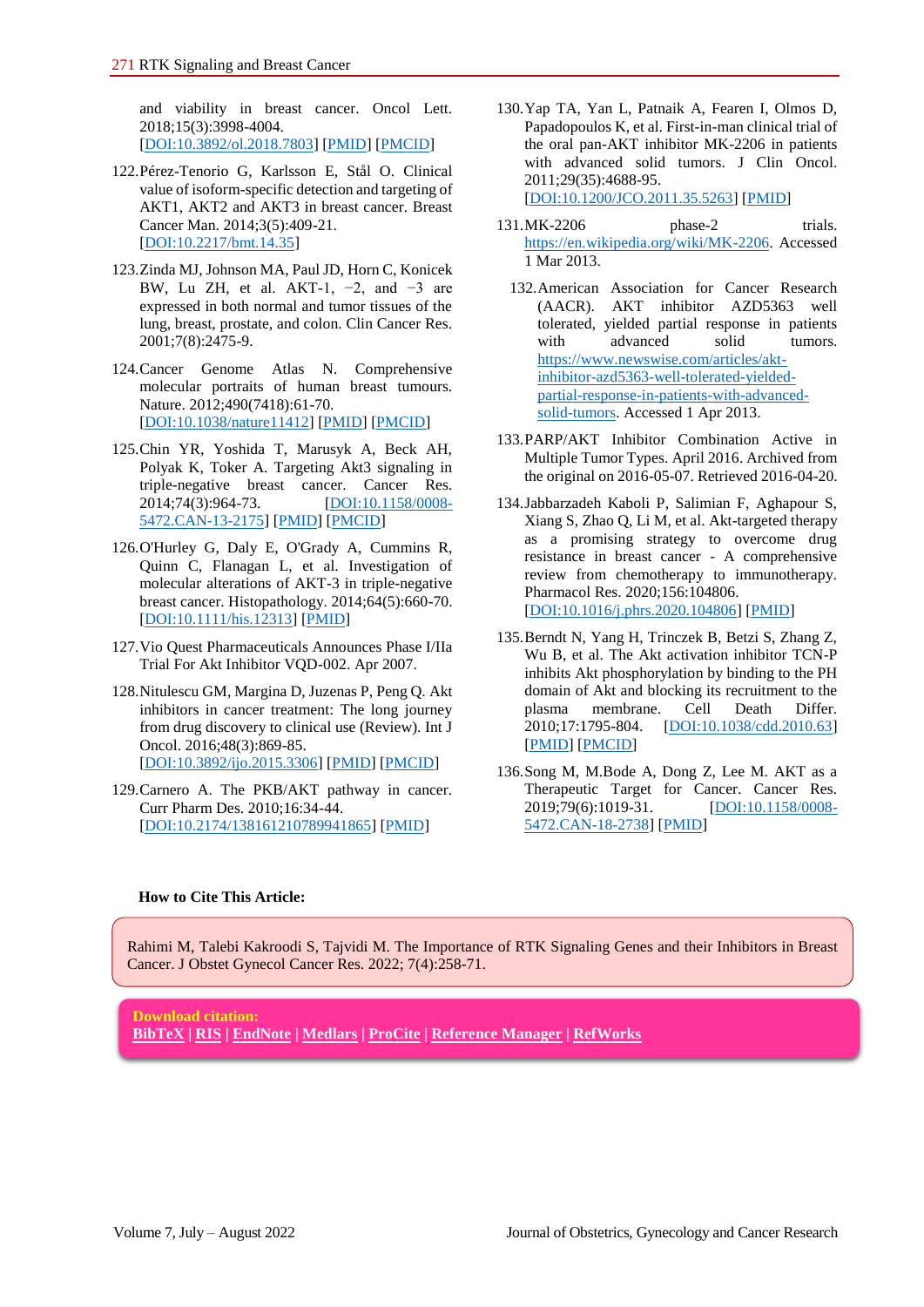and viability in breast cancer. Oncol Lett. 2018;15(3):3998-4004. [DOI:10.3892/ol.2018.7803] [PMID] [PMCID]

122. Pérez-Tenorio G, Karlsson E, Stål O. Clinical value of isoform-specific detection and targeting of AKT1, AKT2 and AKT3 in breast cancer. Breast Cancer Man. 2014;3(5):409-21. [DOI:10.2217/bmt.14.35]

123. Zinda MJ, Johnson MA, Paul JD, Horn C, Konicek BW, Lu ZH, et al. AKT-1, −2, and −3 are expressed in both normal and tumor tissues of the lung, breast, prostate, and colon. Clin Cancer Res. 2001;7(8):2475-9.

124. Cancer Genome Atlas N. Comprehensive molecular portraits of human breast tumours. Nature. 2012;490(7418):61-70. [DOI:10.1038/nature11412] [PMID] [PMCID]

125. Chin YR, Yoshida T, Marusyk A, Beck AH, Polyak K, Toker A. Targeting Akt3 signaling in triple-negative breast cancer. Cancer Res. 2014;74(3):964-73. [DOI:10.1158/0008-5472.CAN-13-2175] [PMID] [PMCID]

126. O'Hurley G, Daly E, O'Grady A, Cummins R, Quinn C, Flanagan L, et al. Investigation of molecular alterations of AKT-3 in triple-negative breast cancer. Histopathology. 2014;64(5):660-70. [DOI:10.1111/his.12313] [PMID]

127. Vio Quest Pharmaceuticals Announces Phase I/IIa Trial For Akt Inhibitor VQD-002. Apr 2007.

128. Nitulescu GM, Margina D, Juzenas P, Peng Q. Akt inhibitors in cancer treatment: The long journey from drug discovery to clinical use (Review). Int J Oncol. 2016;48(3):869-85. [DOI:10.3892/ijo.2015.3306] [PMID] [PMCID]

129. Carnero A. The PKB/AKT pathway in cancer. Curr Pharm Des. 2010;16:34-44. [DOI:10.2174/138161210789941865] [PMID]

130. Yap TA, Yan L, Patnaik A, Fearen I, Olmos D, Papadopoulos K, et al. First-in-man clinical trial of the oral pan-AKT inhibitor MK-2206 in patients with advanced solid tumors. J Clin Oncol. 2011;29(35):4688-95. [DOI:10.1200/JCO.2011.35.5263] [PMID]

131. MK-2206 phase-2 trials. https://en.wikipedia.org/wiki/MK-2206. Accessed 1 Mar 2013.

132. American Association for Cancer Research (AACR). AKT inhibitor AZD5363 well tolerated, yielded partial response in patients with advanced solid tumors. https://www.newswise.com/articles/akt-inhibitor-azd5363-well-tolerated-yielded-partial-response-in-patients-with-advanced-solid-tumors. Accessed 1 Apr 2013.

133. PARP/AKT Inhibitor Combination Active in Multiple Tumor Types. April 2016. Archived from the original on 2016-05-07. Retrieved 2016-04-20.

134. Jabbarzadeh Kaboli P, Salimian F, Aghapour S, Xiang S, Zhao Q, Li M, et al. Akt-targeted therapy as a promising strategy to overcome drug resistance in breast cancer - A comprehensive review from chemotherapy to immunotherapy. Pharmacol Res. 2020;156:104806. [DOI:10.1016/j.phrs.2020.104806] [PMID]

135. Berndt N, Yang H, Trinczek B, Betzi S, Zhang Z, Wu B, et al. The Akt activation inhibitor TCN-P inhibits Akt phosphorylation by binding to the PH domain of Akt and blocking its recruitment to the plasma membrane. Cell Death Differ. 2010;17:1795-804. [DOI:10.1038/cdd.2010.63] [PMID] [PMCID]

136. Song M, M.Bode A, Dong Z, Lee M. AKT as a Therapeutic Target for Cancer. Cancer Res. 2019;79(6):1019-31. [DOI:10.1158/0008-5472.CAN-18-2738] [PMID]

**How to Cite This Article:**

Rahimi M, Talebi Kakroodi S, Tajvidi M. The Importance of RTK Signaling Genes and their Inhibitors in Breast Cancer. J Obstet Gynecol Cancer Res. 2022; 7(4):258-71.

**Download citation:**
**BibTeX | RIS | EndNote | Medlars | ProCite | Reference Manager | RefWorks**